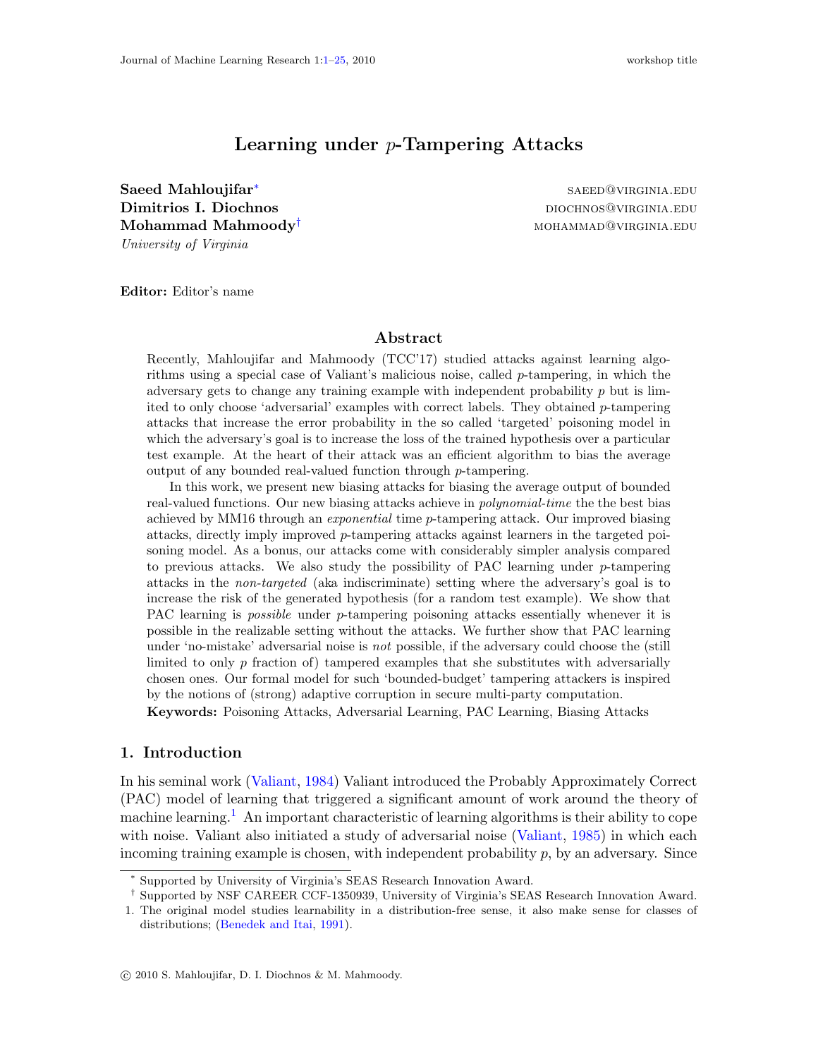# Learning under $p$-Tampering Attacks

**Saeed Mahloujifar**[*] SAEED@VIRGINIA.EDU
**Dimitrios I. Diochnos** DIOCHNOS@VIRGINIA.EDU
**Mohammad Mahmoody**[†] MOHAMMAD@VIRGINIA.EDU
*University of Virginia*

**Editor:** Editor's name

## Abstract

Recently, Mahloujifar and Mahmoody (TCC'17) studied attacks against learning algorithms using a special case of Valiant's malicious noise, called $p$-tampering, in which the adversary gets to change any training example with independent probability $p$ but is limited to only choose 'adversarial' examples with correct labels. They obtained $p$-tampering attacks that increase the error probability in the so called 'targeted' poisoning model in which the adversary's goal is to increase the loss of the trained hypothesis over a particular test example. At the heart of their attack was an efficient algorithm to bias the average output of any bounded real-valued function through $p$-tampering.

In this work, we present new biasing attacks for biasing the average output of bounded real-valued functions. Our new biasing attacks achieve in *polynomial-time* the the best bias achieved by MM16 through an *exponential* time $p$-tampering attack. Our improved biasing attacks, directly imply improved $p$-tampering attacks against learners in the targeted poisoning model. As a bonus, our attacks come with considerably simpler analysis compared to previous attacks. We also study the possibility of PAC learning under $p$-tampering attacks in the *non-targeted* (aka indiscriminate) setting where the adversary's goal is to increase the risk of the generated hypothesis (for a random test example). We show that PAC learning is *possible* under $p$-tampering poisoning attacks essentially whenever it is possible in the realizable setting without the attacks. We further show that PAC learning under 'no-mistake' adversarial noise is *not* possible, if the adversary could choose the (still limited to only $p$ fraction of) tampered examples that she substitutes with adversarially chosen ones. Our formal model for such 'bounded-budget' tampering attackers is inspired by the notions of (strong) adaptive corruption in secure multi-party computation.

**Keywords:** Poisoning Attacks, Adversarial Learning, PAC Learning, Biasing Attacks

## 1. Introduction

In his seminal work (Valiant, 1984) Valiant introduced the Probably Approximately Correct (PAC) model of learning that triggered a significant amount of work around the theory of machine learning.[1] An important characteristic of learning algorithms is their ability to cope with noise. Valiant also initiated a study of adversarial noise (Valiant, 1985) in which each incoming training example is chosen, with independent probability $p$, by an adversary. Since

---

[*] Supported by University of Virginia's SEAS Research Innovation Award.

[†] Supported by NSF CAREER CCF-1350939, University of Virginia's SEAS Research Innovation Award.

1. The original model studies learnability in a distribution-free sense, it also make sense for classes of distributions; (Benedek and Itai, 1991).

© 2010 S. Mahloujifar, D. I. Diochnos & M. Mahmoody.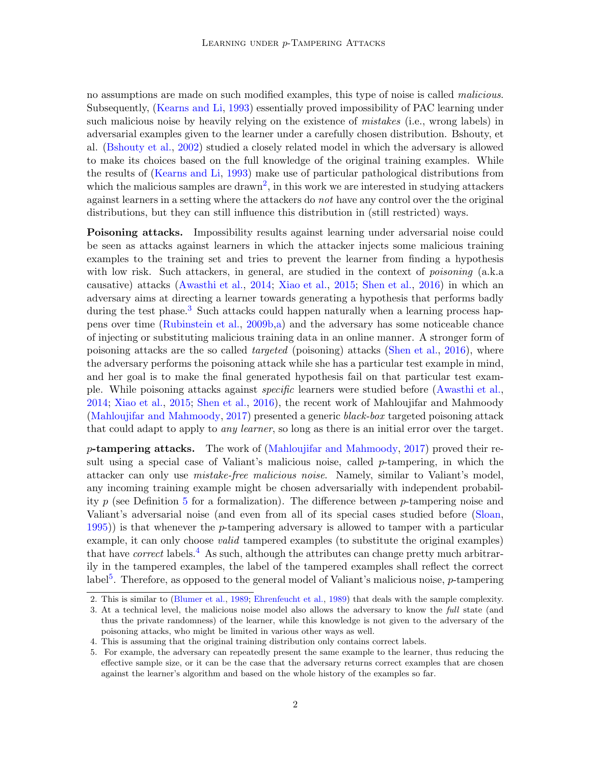no assumptions are made on such modified examples, this type of noise is called *malicious*. Subsequently, (Kearns and Li, 1993) essentially proved impossibility of PAC learning under such malicious noise by heavily relying on the existence of *mistakes* (i.e., wrong labels) in adversarial examples given to the learner under a carefully chosen distribution. Bshouty, et al. (Bshouty et al., 2002) studied a closely related model in which the adversary is allowed to make its choices based on the full knowledge of the original training examples. While the results of (Kearns and Li, 1993) make use of particular pathological distributions from which the malicious samples are drawn[2], in this work we are interested in studying attackers against learners in a setting where the attackers do *not* have any control over the the original distributions, but they can still influence this distribution in (still restricted) ways.

**Poisoning attacks.** Impossibility results against learning under adversarial noise could be seen as attacks against learners in which the attacker injects some malicious training examples to the training set and tries to prevent the learner from finding a hypothesis with low risk. Such attackers, in general, are studied in the context of *poisoning* (a.k.a causative) attacks (Awasthi et al., 2014; Xiao et al., 2015; Shen et al., 2016) in which an adversary aims at directing a learner towards generating a hypothesis that performs badly during the test phase.[3] Such attacks could happen naturally when a learning process happens over time (Rubinstein et al., 2009b,a) and the adversary has some noticeable chance of injecting or substituting malicious training data in an online manner. A stronger form of poisoning attacks are the so called *targeted* (poisoning) attacks (Shen et al., 2016), where the adversary performs the poisoning attack while she has a particular test example in mind, and her goal is to make the final generated hypothesis fail on that particular test example. While poisoning attacks against *specific* learners were studied before (Awasthi et al., 2014; Xiao et al., 2015; Shen et al., 2016), the recent work of Mahloujifar and Mahmoody (Mahloujifar and Mahmoody, 2017) presented a generic *black-box* targeted poisoning attack that could adapt to apply to *any learner*, so long as there is an initial error over the target.

**$p$-tampering attacks.** The work of (Mahloujifar and Mahmoody, 2017) proved their result using a special case of Valiant's malicious noise, called $p$-tampering, in which the attacker can only use *mistake-free malicious noise*. Namely, similar to Valiant's model, any incoming training example might be chosen adversarially with independent probability $p$ (see Definition 5 for a formalization). The difference between $p$-tampering noise and Valiant's adversarial noise (and even from all of its special cases studied before (Sloan, 1995)) is that whenever the $p$-tampering adversary is allowed to tamper with a particular example, it can only choose *valid* tampered examples (to substitute the original examples) that have *correct* labels.[4] As such, although the attributes can change pretty much arbitrarily in the tampered examples, the label of the tampered examples shall reflect the correct label[5]. Therefore, as opposed to the general model of Valiant's malicious noise, $p$-tampering

2. This is similar to (Blumer et al., 1989; Ehrenfeucht et al., 1989) that deals with the sample complexity.
3. At a technical level, the malicious noise model also allows the adversary to know the *full* state (and thus the private randomness) of the learner, while this knowledge is not given to the adversary of the poisoning attacks, who might be limited in various other ways as well.
4. This is assuming that the original training distribution only contains correct labels.
5. For example, the adversary can repeatedly present the same example to the learner, thus reducing the effective sample size, or it can be the case that the adversary returns correct examples that are chosen against the learner's algorithm and based on the whole history of the examples so far.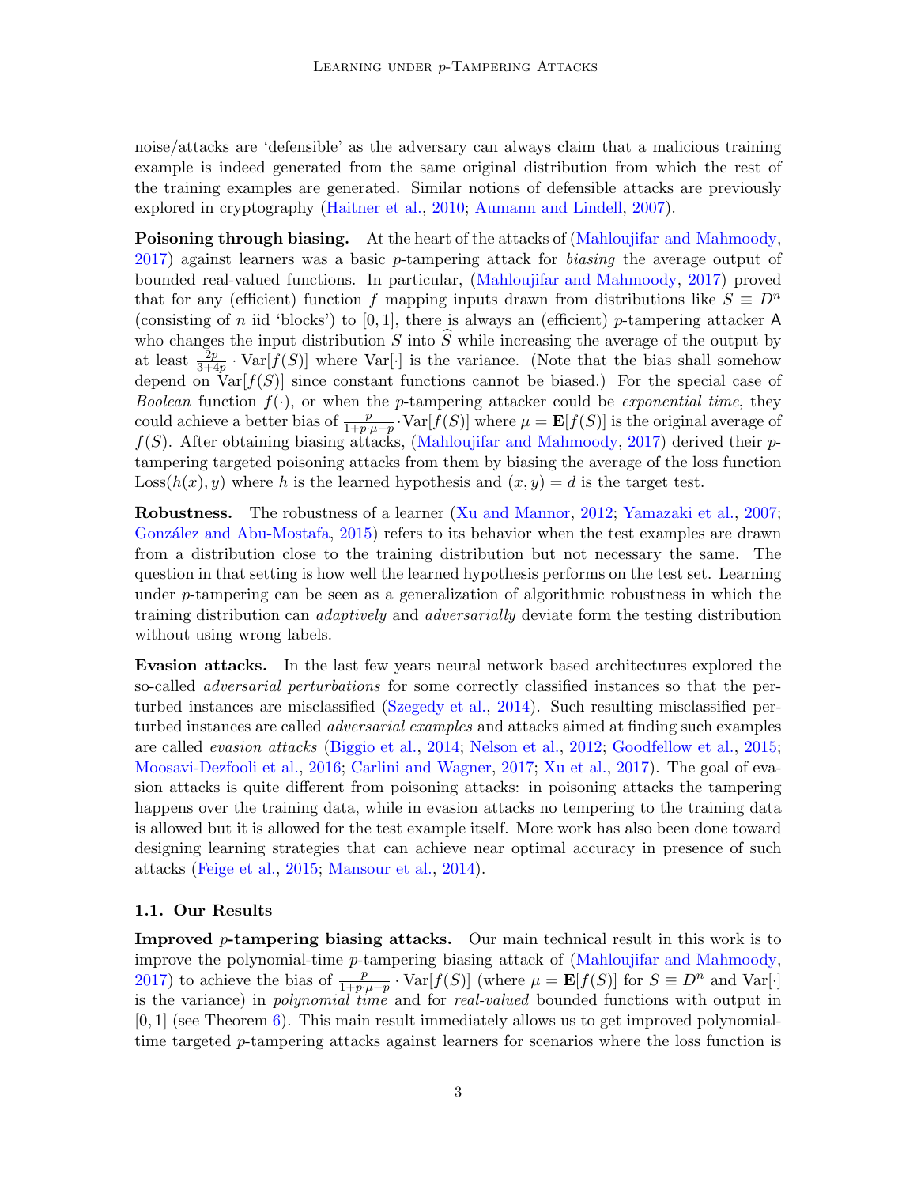noise/attacks are 'defensible' as the adversary can always claim that a malicious training example is indeed generated from the same original distribution from which the rest of the training examples are generated. Similar notions of defensible attacks are previously explored in cryptography (Haitner et al., 2010; Aumann and Lindell, 2007).

**Poisoning through biasing.** At the heart of the attacks of (Mahloujifar and Mahmoody, 2017) against learners was a basic $p$-tampering attack for *biasing* the average output of bounded real-valued functions. In particular, (Mahloujifar and Mahmoody, 2017) proved that for any (efficient) function $f$ mapping inputs drawn from distributions like $S \equiv D^n$ (consisting of $n$ iid 'blocks') to $[0, 1]$, there is always an (efficient) $p$-tampering attacker $\mathsf{A}$ who changes the input distribution $S$ into $\widehat{S}$ while increasing the average of the output by at least $\frac{2p}{3+4p} \cdot \mathrm{Var}[f(S)]$ where $\mathrm{Var}[\cdot]$ is the variance. (Note that the bias shall somehow depend on $\mathrm{Var}[f(S)]$ since constant functions cannot be biased.) For the special case of *Boolean* function $f(\cdot)$, or when the $p$-tampering attacker could be *exponential time*, they could achieve a better bias of $\frac{p}{1+p\cdot\mu-p} \cdot \mathrm{Var}[f(S)]$ where $\mu = \mathbf{E}[f(S)]$ is the original average of $f(S)$. After obtaining biasing attacks, (Mahloujifar and Mahmoody, 2017) derived their $p$-tampering targeted poisoning attacks from them by biasing the average of the loss function $\mathrm{Loss}(h(x), y)$ where $h$ is the learned hypothesis and $(x, y) = d$ is the target test.

**Robustness.** The robustness of a learner (Xu and Mannor, 2012; Yamazaki et al., 2007; González and Abu-Mostafa, 2015) refers to its behavior when the test examples are drawn from a distribution close to the training distribution but not necessary the same. The question in that setting is how well the learned hypothesis performs on the test set. Learning under $p$-tampering can be seen as a generalization of algorithmic robustness in which the training distribution can *adaptively* and *adversarially* deviate form the testing distribution without using wrong labels.

**Evasion attacks.** In the last few years neural network based architectures explored the so-called *adversarial perturbations* for some correctly classified instances so that the perturbed instances are misclassified (Szegedy et al., 2014). Such resulting misclassified perturbed instances are called *adversarial examples* and attacks aimed at finding such examples are called *evasion attacks* (Biggio et al., 2014; Nelson et al., 2012; Goodfellow et al., 2015; Moosavi-Dezfooli et al., 2016; Carlini and Wagner, 2017; Xu et al., 2017). The goal of evasion attacks is quite different from poisoning attacks: in poisoning attacks the tampering happens over the training data, while in evasion attacks no tempering to the training data is allowed but it is allowed for the test example itself. More work has also been done toward designing learning strategies that can achieve near optimal accuracy in presence of such attacks (Feige et al., 2015; Mansour et al., 2014).

### 1.1. Our Results

**Improved $p$-tampering biasing attacks.** Our main technical result in this work is to improve the polynomial-time $p$-tampering biasing attack of (Mahloujifar and Mahmoody, 2017) to achieve the bias of $\frac{p}{1+p\cdot\mu-p} \cdot \mathrm{Var}[f(S)]$ (where $\mu = \mathbf{E}[f(S)]$ for $S \equiv D^n$ and $\mathrm{Var}[\cdot]$ is the variance) in *polynomial time* and for *real-valued* bounded functions with output in $[0, 1]$ (see Theorem 6). This main result immediately allows us to get improved polynomial-time targeted $p$-tampering attacks against learners for scenarios where the loss function is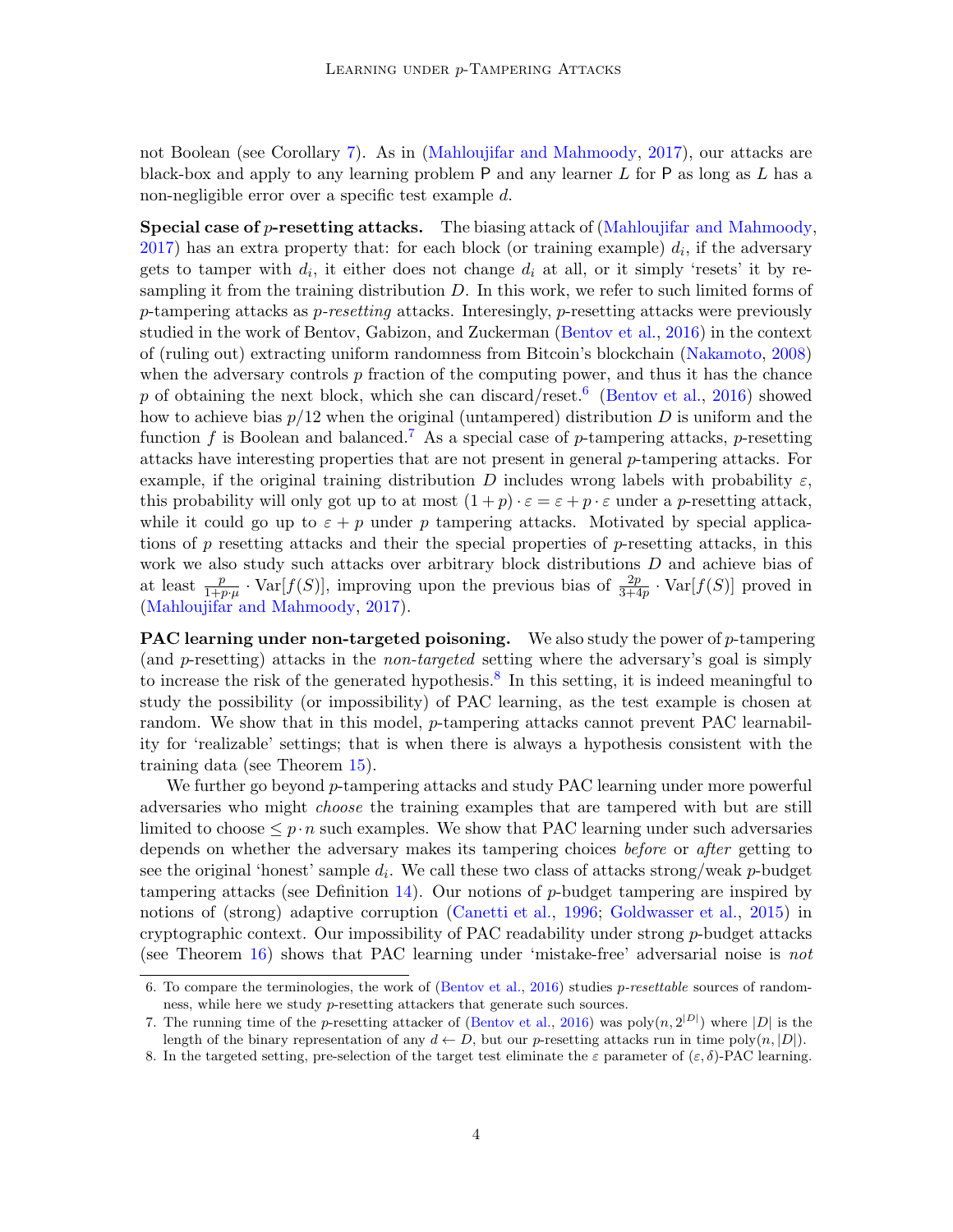not Boolean (see Corollary 7). As in (Mahloujifar and Mahmoody, 2017), our attacks are black-box and apply to any learning problem $\mathsf{P}$ and any learner $L$ for $\mathsf{P}$ as long as $L$ has a non-negligible error over a specific test example $d$.

**Special case of $p$-resetting attacks.** The biasing attack of (Mahloujifar and Mahmoody, 2017) has an extra property that: for each block (or training example) $d_i$, if the adversary gets to tamper with $d_i$, it either does not change $d_i$ at all, or it simply 'resets' it by re-sampling it from the training distribution $D$. In this work, we refer to such limited forms of $p$-tampering attacks as *$p$-resetting* attacks. Interesingly, $p$-resetting attacks were previously studied in the work of Bentov, Gabizon, and Zuckerman (Bentov et al., 2016) in the context of (ruling out) extracting uniform randomness from Bitcoin's blockchain (Nakamoto, 2008) when the adversary controls $p$ fraction of the computing power, and thus it has the chance $p$ of obtaining the next block, which she can discard/reset.[6] (Bentov et al., 2016) showed how to achieve bias $p/12$ when the original (untampered) distribution $D$ is uniform and the function $f$ is Boolean and balanced.[7] As a special case of $p$-tampering attacks, $p$-resetting attacks have interesting properties that are not present in general $p$-tampering attacks. For example, if the original training distribution $D$ includes wrong labels with probability $\varepsilon$, this probability will only got up to at most $(1+p)\cdot\varepsilon = \varepsilon + p\cdot\varepsilon$ under a $p$-resetting attack, while it could go up to $\varepsilon + p$ under $p$ tampering attacks. Motivated by special applications of $p$ resetting attacks and their the special properties of $p$-resetting attacks, in this work we also study such attacks over arbitrary block distributions $D$ and achieve bias of at least $\frac{p}{1+p\cdot\mu}\cdot \mathrm{Var}[f(S)]$, improving upon the previous bias of $\frac{2p}{3+4p}\cdot\mathrm{Var}[f(S)]$ proved in (Mahloujifar and Mahmoody, 2017).

**PAC learning under non-targeted poisoning.** We also study the power of $p$-tampering (and $p$-resetting) attacks in the *non-targeted* setting where the adversary's goal is simply to increase the risk of the generated hypothesis.[8] In this setting, it is indeed meaningful to study the possibility (or impossibility) of PAC learning, as the test example is chosen at random. We show that in this model, $p$-tampering attacks cannot prevent PAC learnability for 'realizable' settings; that is when there is always a hypothesis consistent with the training data (see Theorem 15).

We further go beyond $p$-tampering attacks and study PAC learning under more powerful adversaries who might *choose* the training examples that are tampered with but are still limited to choose $\leq p\cdot n$ such examples. We show that PAC learning under such adversaries depends on whether the adversary makes its tampering choices *before* or *after* getting to see the original 'honest' sample $d_i$. We call these two class of attacks strong/weak $p$-budget tampering attacks (see Definition 14). Our notions of $p$-budget tampering are inspired by notions of (strong) adaptive corruption (Canetti et al., 1996; Goldwasser et al., 2015) in cryptographic context. Our impossibility of PAC readability under strong $p$-budget attacks (see Theorem 16) shows that PAC learning under 'mistake-free' adversarial noise is *not*

---

6. To compare the terminologies, the work of (Bentov et al., 2016) studies *$p$-resettable* sources of randomness, while here we study $p$-resetting attackers that generate such sources.

7. The running time of the $p$-resetting attacker of (Bentov et al., 2016) was $\mathrm{poly}(n, 2^{|D|})$ where $|D|$ is the length of the binary representation of any $d \leftarrow D$, but our $p$-resetting attacks run in time $\mathrm{poly}(n, |D|)$.

8. In the targeted setting, pre-selection of the target test eliminate the $\varepsilon$ parameter of $(\varepsilon, \delta)$-PAC learning.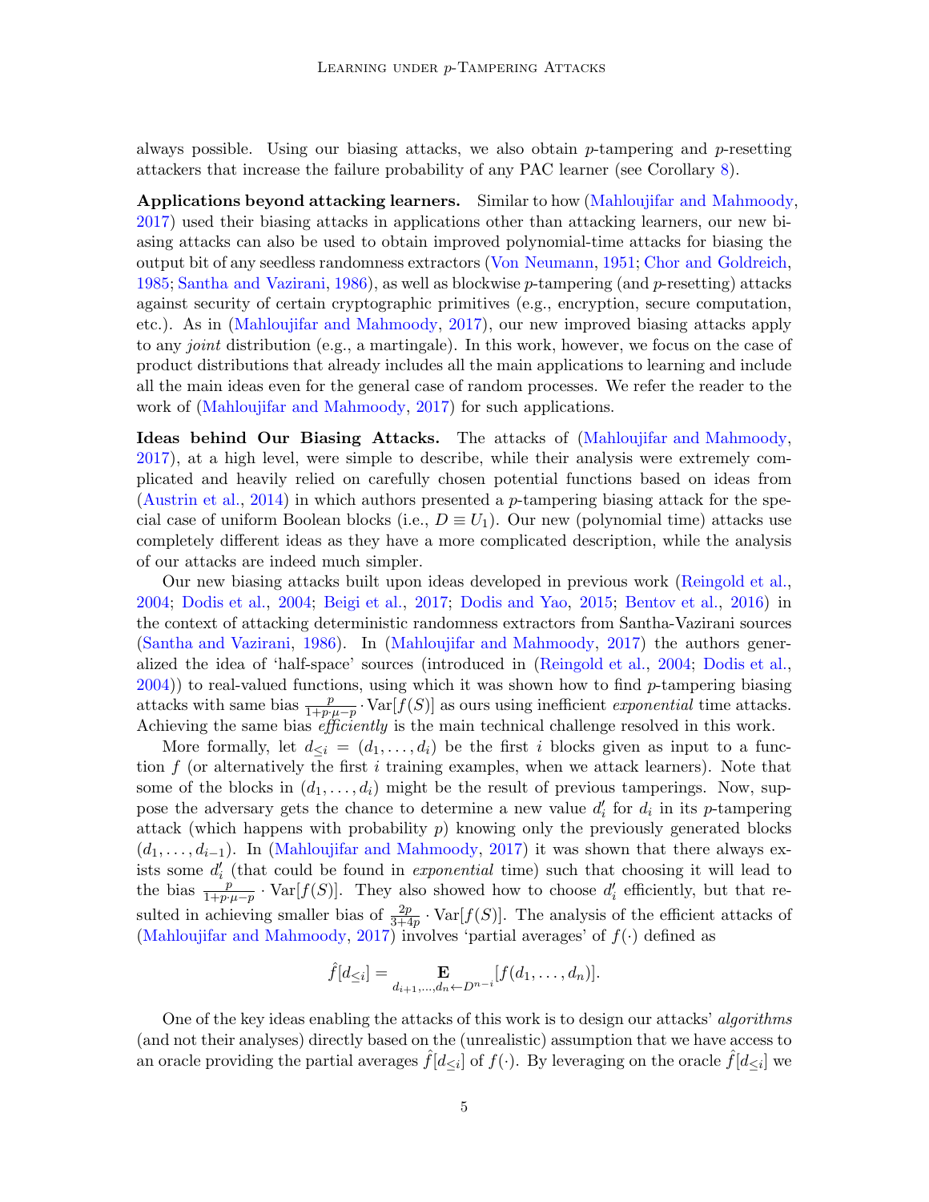always possible. Using our biasing attacks, we also obtain $p$-tampering and $p$-resetting attackers that increase the failure probability of any PAC learner (see Corollary 8).

**Applications beyond attacking learners.** Similar to how (Mahloujifar and Mahmoody, 2017) used their biasing attacks in applications other than attacking learners, our new biasing attacks can also be used to obtain improved polynomial-time attacks for biasing the output bit of any seedless randomness extractors (Von Neumann, 1951; Chor and Goldreich, 1985; Santha and Vazirani, 1986), as well as blockwise $p$-tampering (and $p$-resetting) attacks against security of certain cryptographic primitives (e.g., encryption, secure computation, etc.). As in (Mahloujifar and Mahmoody, 2017), our new improved biasing attacks apply to any *joint* distribution (e.g., a martingale). In this work, however, we focus on the case of product distributions that already includes all the main applications to learning and include all the main ideas even for the general case of random processes. We refer the reader to the work of (Mahloujifar and Mahmoody, 2017) for such applications.

**Ideas behind Our Biasing Attacks.** The attacks of (Mahloujifar and Mahmoody, 2017), at a high level, were simple to describe, while their analysis were extremely complicated and heavily relied on carefully chosen potential functions based on ideas from (Austrin et al., 2014) in which authors presented a $p$-tampering biasing attack for the special case of uniform Boolean blocks (i.e., $D \equiv U_1$). Our new (polynomial time) attacks use completely different ideas as they have a more complicated description, while the analysis of our attacks are indeed much simpler.

Our new biasing attacks built upon ideas developed in previous work (Reingold et al., 2004; Dodis et al., 2004; Beigi et al., 2017; Dodis and Yao, 2015; Bentov et al., 2016) in the context of attacking deterministic randomness extractors from Santha-Vazirani sources (Santha and Vazirani, 1986). In (Mahloujifar and Mahmoody, 2017) the authors generalized the idea of 'half-space' sources (introduced in (Reingold et al., 2004; Dodis et al., 2004)) to real-valued functions, using which it was shown how to find $p$-tampering biasing attacks with same bias $\frac{p}{1+p\cdot\mu-p} \cdot \mathrm{Var}[f(S)]$ as ours using inefficient *exponential* time attacks. Achieving the same bias *efficiently* is the main technical challenge resolved in this work.

More formally, let $d_{\leq i} = (d_1, \ldots, d_i)$ be the first $i$ blocks given as input to a function $f$ (or alternatively the first $i$ training examples, when we attack learners). Note that some of the blocks in $(d_1, \ldots, d_i)$ might be the result of previous tamperings. Now, suppose the adversary gets the chance to determine a new value $d'_i$ for $d_i$ in its $p$-tampering attack (which happens with probability $p$) knowing only the previously generated blocks $(d_1, \ldots, d_{i-1})$. In (Mahloujifar and Mahmoody, 2017) it was shown that there always exists some $d'_i$ (that could be found in *exponential* time) such that choosing it will lead to the bias $\frac{p}{1+p\cdot\mu-p} \cdot \mathrm{Var}[f(S)]$. They also showed how to choose $d'_i$ efficiently, but that resulted in achieving smaller bias of $\frac{2p}{3+4p} \cdot \mathrm{Var}[f(S)]$. The analysis of the efficient attacks of (Mahloujifar and Mahmoody, 2017) involves 'partial averages' of $f(\cdot)$ defined as

$$\hat{f}[d_{\leq i}] = \mathop{\mathbf{E}}_{d_{i+1},\ldots,d_n \leftarrow D^{n-i}}[f(d_1, \ldots, d_n)].$$

One of the key ideas enabling the attacks of this work is to design our attacks' *algorithms* (and not their analyses) directly based on the (unrealistic) assumption that we have access to an oracle providing the partial averages $\hat{f}[d_{\leq i}]$ of $f(\cdot)$. By leveraging on the oracle $\hat{f}[d_{\leq i}]$ we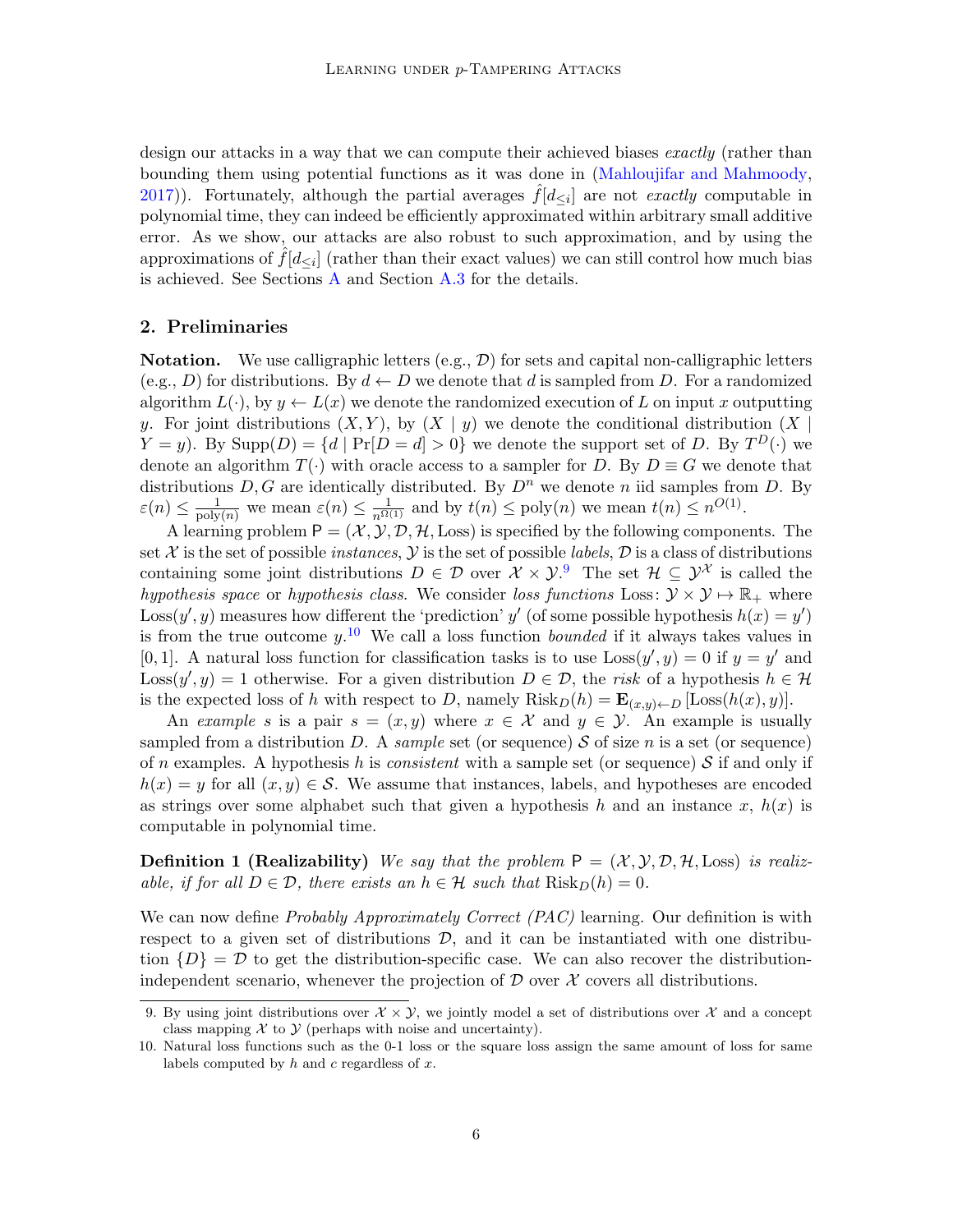design our attacks in a way that we can compute their achieved biases *exactly* (rather than bounding them using potential functions as it was done in (Mahloujifar and Mahmoody, 2017)). Fortunately, although the partial averages $\hat{f}[d_{\leq i}]$ are not *exactly* computable in polynomial time, they can indeed be efficiently approximated within arbitrary small additive error. As we show, our attacks are also robust to such approximation, and by using the approximations of $\hat{f}[d_{\leq i}]$ (rather than their exact values) we can still control how much bias is achieved. See Sections A and Section A.3 for the details.

## 2. Preliminaries

**Notation.** We use calligraphic letters (e.g., $\mathcal{D}$) for sets and capital non-calligraphic letters (e.g., $D$) for distributions. By $d \leftarrow D$ we denote that $d$ is sampled from $D$. For a randomized algorithm $L(\cdot)$, by $y \leftarrow L(x)$ we denote the randomized execution of $L$ on input $x$ outputting $y$. For joint distributions $(X, Y)$, by $(X \mid y)$ we denote the conditional distribution $(X \mid Y = y)$. By $\mathrm{Supp}(D) = \{d \mid \Pr[D = d] > 0\}$ we denote the support set of $D$. By $T^D(\cdot)$ we denote an algorithm $T(\cdot)$ with oracle access to a sampler for $D$. By $D \equiv G$ we denote that distributions $D, G$ are identically distributed. By $D^n$ we denote $n$ iid samples from $D$. By $\varepsilon(n) \leq \frac{1}{\mathrm{poly}(n)}$ we mean $\varepsilon(n) \leq \frac{1}{n^{\Omega(1)}}$ and by $t(n) \leq \mathrm{poly}(n)$ we mean $t(n) \leq n^{O(1)}$.

A learning problem $\mathsf{P} = (\mathcal{X}, \mathcal{Y}, \mathcal{D}, \mathcal{H}, \mathrm{Loss})$ is specified by the following components. The set $\mathcal{X}$ is the set of possible *instances*, $\mathcal{Y}$ is the set of possible *labels*, $\mathcal{D}$ is a class of distributions containing some joint distributions $D \in \mathcal{D}$ over $\mathcal{X} \times \mathcal{Y}$.[9] The set $\mathcal{H} \subseteq \mathcal{Y}^{\mathcal{X}}$ is called the *hypothesis space* or *hypothesis class*. We consider *loss functions* $\mathrm{Loss}\colon \mathcal{Y} \times \mathcal{Y} \mapsto \mathbb{R}_+$ where $\mathrm{Loss}(y', y)$ measures how different the 'prediction' $y'$ (of some possible hypothesis $h(x) = y'$) is from the true outcome $y$.[10] We call a loss function *bounded* if it always takes values in $[0, 1]$. A natural loss function for classification tasks is to use $\mathrm{Loss}(y', y) = 0$ if $y = y'$ and $\mathrm{Loss}(y', y) = 1$ otherwise. For a given distribution $D \in \mathcal{D}$, the *risk* of a hypothesis $h \in \mathcal{H}$ is the expected loss of $h$ with respect to $D$, namely $\mathrm{Risk}_D(h) = \mathbf{E}_{(x,y)\leftarrow D}[\mathrm{Loss}(h(x), y)]$.

An *example* $s$ is a pair $s = (x, y)$ where $x \in \mathcal{X}$ and $y \in \mathcal{Y}$. An example is usually sampled from a distribution $D$. A *sample* set (or sequence) $\mathcal{S}$ of size $n$ is a set (or sequence) of $n$ examples. A hypothesis $h$ is *consistent* with a sample set (or sequence) $\mathcal{S}$ if and only if $h(x) = y$ for all $(x, y) \in \mathcal{S}$. We assume that instances, labels, and hypotheses are encoded as strings over some alphabet such that given a hypothesis $h$ and an instance $x$, $h(x)$ is computable in polynomial time.

**Definition 1 (Realizability)** *We say that the problem $\mathsf{P} = (\mathcal{X}, \mathcal{Y}, \mathcal{D}, \mathcal{H}, \mathrm{Loss})$ is realizable, if for all $D \in \mathcal{D}$, there exists an $h \in \mathcal{H}$ such that $\mathrm{Risk}_D(h) = 0$.*

We can now define *Probably Approximately Correct (PAC)* learning. Our definition is with respect to a given set of distributions $\mathcal{D}$, and it can be instantiated with one distribution $\{D\} = \mathcal{D}$ to get the distribution-specific case. We can also recover the distribution-independent scenario, whenever the projection of $\mathcal{D}$ over $\mathcal{X}$ covers all distributions.

9. By using joint distributions over $\mathcal{X} \times \mathcal{Y}$, we jointly model a set of distributions over $\mathcal{X}$ and a concept class mapping $\mathcal{X}$ to $\mathcal{Y}$ (perhaps with noise and uncertainty).

10. Natural loss functions such as the 0-1 loss or the square loss assign the same amount of loss for same labels computed by $h$ and $c$ regardless of $x$.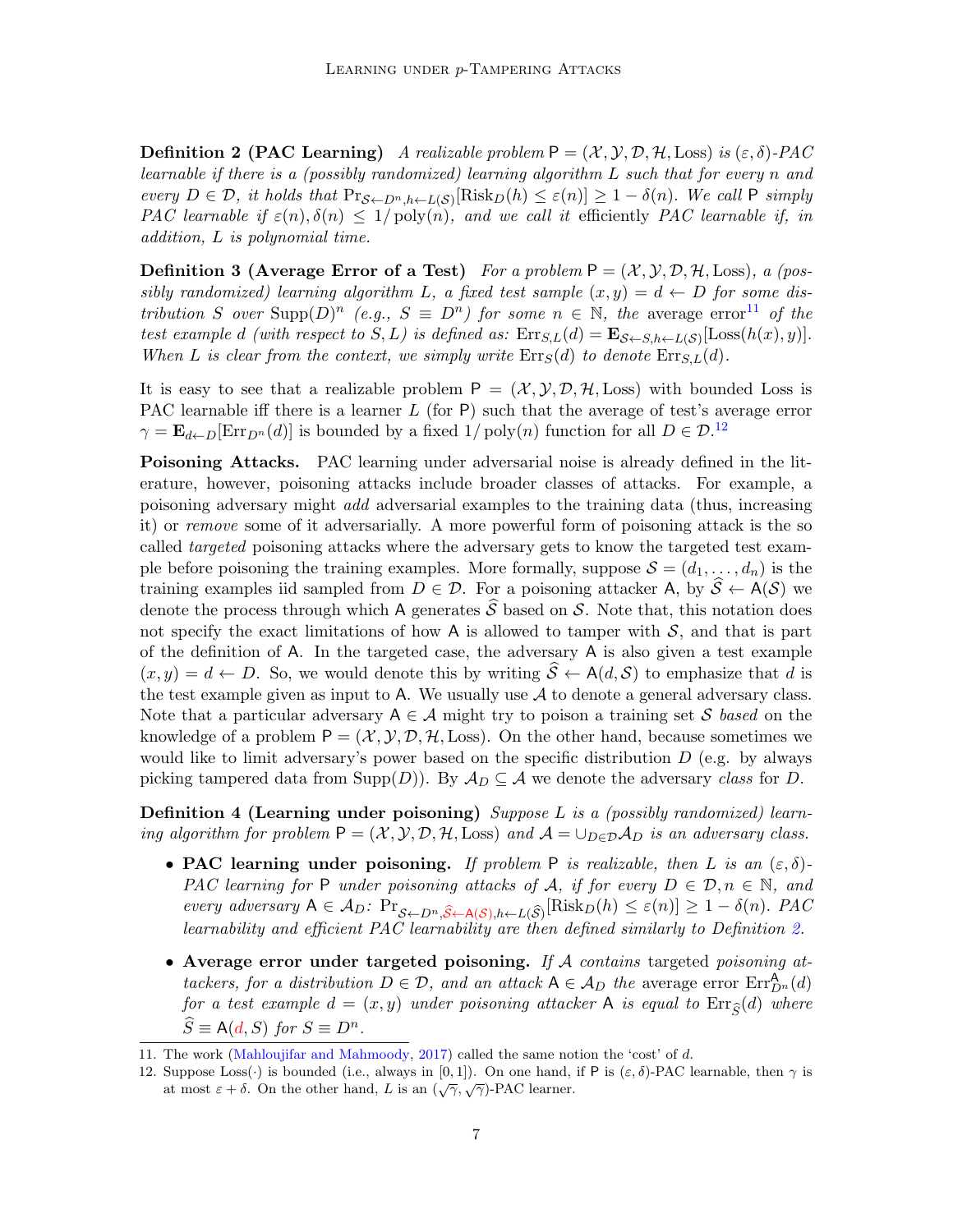**Definition 2 (PAC Learning)** *A realizable problem* $\mathsf{P} = (\mathcal{X}, \mathcal{Y}, \mathcal{D}, \mathcal{H}, \text{Loss})$ *is* $(\varepsilon, \delta)$*-PAC learnable if there is a (possibly randomized) learning algorithm* $L$ *such that for every* $n$ *and every* $D \in \mathcal{D}$*, it holds that* $\Pr_{\mathcal{S} \leftarrow D^n, h \leftarrow L(\mathcal{S})}[\text{Risk}_D(h) \leq \varepsilon(n)] \geq 1 - \delta(n)$*. We call* $\mathsf{P}$ *simply PAC learnable if* $\varepsilon(n), \delta(n) \leq 1/\text{poly}(n)$*, and we call it* efficiently *PAC learnable if, in addition,* $L$ *is polynomial time.*

**Definition 3 (Average Error of a Test)** *For a problem* $\mathsf{P} = (\mathcal{X}, \mathcal{Y}, \mathcal{D}, \mathcal{H}, \text{Loss})$*, a (possibly randomized) learning algorithm* $L$*, a fixed test sample* $(x, y) = d \leftarrow D$ *for some distribution* $S$ *over* $\text{Supp}(D)^n$ *(e.g.,* $S \equiv D^n$*) for some* $n \in \mathbb{N}$*, the* average error[11] *of the test example* $d$ *(with respect to* $S, L$*) is defined as:* $\text{Err}_{S,L}(d) = \mathbf{E}_{\mathcal{S} \leftarrow S, h \leftarrow L(\mathcal{S})}[\text{Loss}(h(x), y)]$*. When* $L$ *is clear from the context, we simply write* $\text{Err}_S(d)$ *to denote* $\text{Err}_{S,L}(d)$*.*

It is easy to see that a realizable problem $\mathsf{P} = (\mathcal{X}, \mathcal{Y}, \mathcal{D}, \mathcal{H}, \text{Loss})$ with bounded Loss is PAC learnable iff there is a learner $L$ (for $\mathsf{P}$) such that the average of test's average error $\gamma = \mathbf{E}_{d \leftarrow D}[\text{Err}_{D^n}(d)]$ is bounded by a fixed $1/\text{poly}(n)$ function for all $D \in \mathcal{D}$.[12]

**Poisoning Attacks.** PAC learning under adversarial noise is already defined in the literature, however, poisoning attacks include broader classes of attacks. For example, a poisoning adversary might *add* adversarial examples to the training data (thus, increasing it) or *remove* some of it adversarially. A more powerful form of poisoning attack is the so called *targeted* poisoning attacks where the adversary gets to know the targeted test example before poisoning the training examples. More formally, suppose $\mathcal{S} = (d_1, \ldots, d_n)$ is the training examples iid sampled from $D \in \mathcal{D}$. For a poisoning attacker $\mathsf{A}$, by $\widehat{\mathcal{S}} \leftarrow \mathsf{A}(\mathcal{S})$ we denote the process through which $\mathsf{A}$ generates $\widehat{\mathcal{S}}$ based on $\mathcal{S}$. Note that, this notation does not specify the exact limitations of how $\mathsf{A}$ is allowed to tamper with $\mathcal{S}$, and that is part of the definition of $\mathsf{A}$. In the targeted case, the adversary $\mathsf{A}$ is also given a test example $(x, y) = d \leftarrow D$. So, we would denote this by writing $\widehat{\mathcal{S}} \leftarrow \mathsf{A}(d, \mathcal{S})$ to emphasize that $d$ is the test example given as input to $\mathsf{A}$. We usually use $\mathcal{A}$ to denote a general adversary class. Note that a particular adversary $\mathsf{A} \in \mathcal{A}$ might try to poison a training set $\mathcal{S}$ *based* on the knowledge of a problem $\mathsf{P} = (\mathcal{X}, \mathcal{Y}, \mathcal{D}, \mathcal{H}, \text{Loss})$. On the other hand, because sometimes we would like to limit adversary's power based on the specific distribution $D$ (e.g. by always picking tampered data from $\text{Supp}(D)$). By $\mathcal{A}_D \subseteq \mathcal{A}$ we denote the adversary *class* for $D$.

**Definition 4 (Learning under poisoning)** *Suppose* $L$ *is a (possibly randomized) learning algorithm for problem* $\mathsf{P} = (\mathcal{X}, \mathcal{Y}, \mathcal{D}, \mathcal{H}, \text{Loss})$ *and* $\mathcal{A} = \cup_{D \in \mathcal{D}} \mathcal{A}_D$ *is an adversary class.*

- **PAC learning under poisoning.** *If problem* $\mathsf{P}$ *is realizable, then* $L$ *is an* $(\varepsilon, \delta)$*-PAC learning for* $\mathsf{P}$ *under poisoning attacks of* $\mathcal{A}$*, if for every* $D \in \mathcal{D}, n \in \mathbb{N}$*, and every adversary* $\mathsf{A} \in \mathcal{A}_D$*:* $\Pr_{\mathcal{S} \leftarrow D^n, \widehat{\mathcal{S}} \leftarrow \mathsf{A}(\mathcal{S}), h \leftarrow L(\widehat{\mathcal{S}})}[\text{Risk}_D(h) \leq \varepsilon(n)] \geq 1 - \delta(n)$*. PAC learnability and efficient PAC learnability are then defined similarly to Definition 2.*

- **Average error under targeted poisoning.** *If* $\mathcal{A}$ contains *targeted poisoning attackers, for a distribution* $D \in \mathcal{D}$*, and an attack* $\mathsf{A} \in \mathcal{A}_D$ *the* average error $\text{Err}^{\mathsf{A}}_{D^n}(d)$ *for a test example* $d = (x, y)$ *under poisoning attacker* $\mathsf{A}$ *is equal to* $\text{Err}_{\widehat{S}}(d)$ *where* $\widehat{S} \equiv \mathsf{A}(d, S)$ *for* $S \equiv D^n$*.*

11. The work (Mahloujifar and Mahmoody, 2017) called the same notion the 'cost' of $d$.

12. Suppose $\text{Loss}(\cdot)$ is bounded (i.e., always in $[0, 1]$). On one hand, if $\mathsf{P}$ is $(\varepsilon, \delta)$-PAC learnable, then $\gamma$ is at most $\varepsilon + \delta$. On the other hand, $L$ is an $(\sqrt{\gamma}, \sqrt{\gamma})$-PAC learner.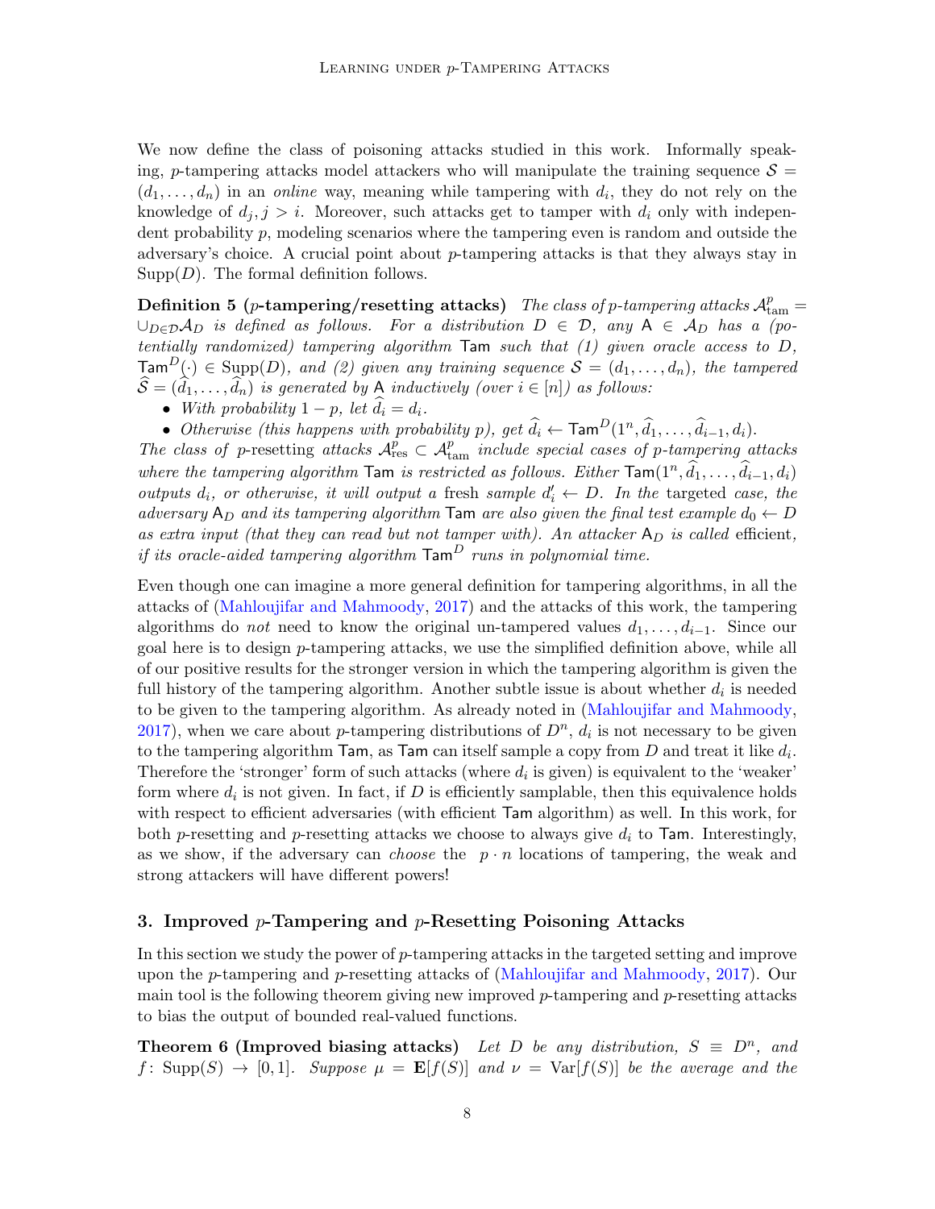We now define the class of poisoning attacks studied in this work. Informally speaking, $p$-tampering attacks model attackers who will manipulate the training sequence $\mathcal{S} = (d_1, \ldots, d_n)$ in an *online* way, meaning while tampering with $d_i$, they do not rely on the knowledge of $d_j, j > i$. Moreover, such attacks get to tamper with $d_i$ only with independent probability $p$, modeling scenarios where the tampering even is random and outside the adversary's choice. A crucial point about $p$-tampering attacks is that they always stay in $\mathrm{Supp}(D)$. The formal definition follows.

**Definition 5 ($p$-tampering/resetting attacks)** *The class of $p$-tampering attacks $\mathcal{A}^p_{\mathrm{tam}} = \cup_{D \in \mathcal{D}} \mathcal{A}_D$ is defined as follows. For a distribution $D \in \mathcal{D}$, any $\mathsf{A} \in \mathcal{A}_D$ has a (potentially randomized) tampering algorithm $\mathsf{Tam}$ such that (1) given oracle access to $D$, $\mathsf{Tam}^D(\cdot) \in \mathrm{Supp}(D)$, and (2) given any training sequence $\mathcal{S} = (d_1, \ldots, d_n)$, the tampered $\widehat{\mathcal{S}} = (\widehat{d}_1, \ldots, \widehat{d}_n)$ is generated by $\mathsf{A}$ inductively (over $i \in [n]$) as follows:*

- *With probability $1-p$, let $\widehat{d}_i = d_i$.*
- *Otherwise (this happens with probability $p$), get $\widehat{d}_i \leftarrow \mathsf{Tam}^D(1^n, \widehat{d}_1, \ldots, \widehat{d}_{i-1}, d_i)$.*

*The class of $p$-*resetting* attacks $\mathcal{A}^p_{\mathrm{res}} \subset \mathcal{A}^p_{\mathrm{tam}}$ include special cases of $p$-tampering attacks where the tampering algorithm $\mathsf{Tam}$ is restricted as follows. Either $\mathsf{Tam}(1^n, \widehat{d}_1, \ldots, \widehat{d}_{i-1}, d_i)$ outputs $d_i$, or otherwise, it will output a* fresh *sample $d'_i \leftarrow D$. In the* targeted *case, the adversary $\mathsf{A}_D$ and its tampering algorithm $\mathsf{Tam}$ are also given the final test example $d_0 \leftarrow D$ as extra input (that they can read but not tamper with). An attacker $\mathsf{A}_D$ is called* efficient*, if its oracle-aided tampering algorithm $\mathsf{Tam}^D$ runs in polynomial time.*

Even though one can imagine a more general definition for tampering algorithms, in all the attacks of (Mahloujifar and Mahmoody, 2017) and the attacks of this work, the tampering algorithms do *not* need to know the original un-tampered values $d_1, \ldots, d_{i-1}$. Since our goal here is to design $p$-tampering attacks, we use the simplified definition above, while all of our positive results for the stronger version in which the tampering algorithm is given the full history of the tampering algorithm. Another subtle issue is about whether $d_i$ is needed to be given to the tampering algorithm. As already noted in (Mahloujifar and Mahmoody, 2017), when we care about $p$-tampering distributions of $D^n$, $d_i$ is not necessary to be given to the tampering algorithm $\mathsf{Tam}$, as $\mathsf{Tam}$ can itself sample a copy from $D$ and treat it like $d_i$. Therefore the 'stronger' form of such attacks (where $d_i$ is given) is equivalent to the 'weaker' form where $d_i$ is not given. In fact, if $D$ is efficiently samplable, then this equivalence holds with respect to efficient adversaries (with efficient $\mathsf{Tam}$ algorithm) as well. In this work, for both $p$-resetting and $p$-resetting attacks we choose to always give $d_i$ to $\mathsf{Tam}$. Interestingly, as we show, if the adversary can *choose* the $p \cdot n$ locations of tampering, the weak and strong attackers will have different powers!

## 3. Improved $p$-Tampering and $p$-Resetting Poisoning Attacks

In this section we study the power of $p$-tampering attacks in the targeted setting and improve upon the $p$-tampering and $p$-resetting attacks of (Mahloujifar and Mahmoody, 2017). Our main tool is the following theorem giving new improved $p$-tampering and $p$-resetting attacks to bias the output of bounded real-valued functions.

**Theorem 6 (Improved biasing attacks)** *Let $D$ be any distribution, $S \equiv D^n$, and $f \colon \mathrm{Supp}(S) \to [0,1]$. Suppose $\mu = \mathbf{E}[f(S)]$ and $\nu = \mathrm{Var}[f(S)]$ be the average and the*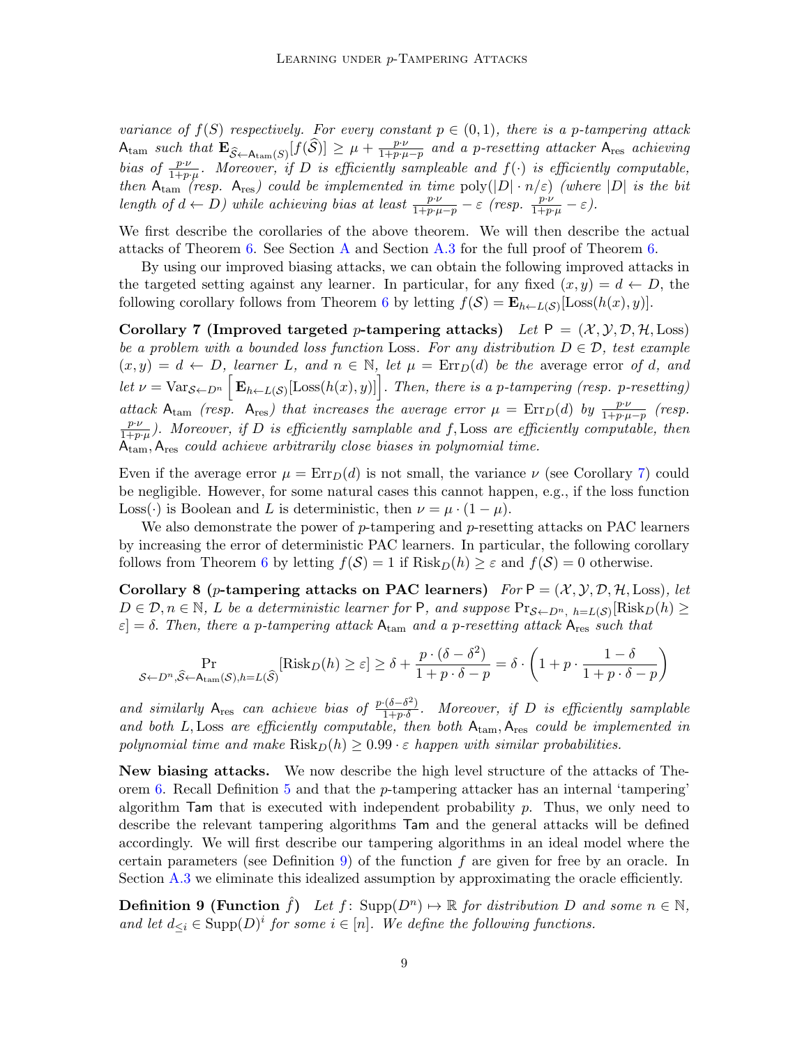*variance of $f(S)$ respectively. For every constant $p \in (0,1)$, there is a $p$-tampering attack $\mathsf{A}_{\text{tam}}$ such that $\mathbf{E}_{\widehat{\mathcal{S}} \leftarrow \mathsf{A}_{\text{tam}}(S)}[f(\widehat{\mathcal{S}})] \geq \mu + \frac{p \cdot \nu}{1+p \cdot \mu - p}$ and a $p$-resetting attacker $\mathsf{A}_{\text{res}}$ achieving bias of $\frac{p \cdot \nu}{1+p \cdot \mu}$. Moreover, if $D$ is efficiently sampleable and $f(\cdot)$ is efficiently computable, then $\mathsf{A}_{\text{tam}}$ (resp. $\mathsf{A}_{\text{res}}$) could be implemented in time $\text{poly}(|D| \cdot n/\varepsilon)$ (where $|D|$ is the bit length of $d \leftarrow D$) while achieving bias at least $\frac{p \cdot \nu}{1+p \cdot \mu - p} - \varepsilon$ (resp. $\frac{p \cdot \nu}{1+p \cdot \mu} - \varepsilon$).*

We first describe the corollaries of the above theorem. We will then describe the actual attacks of Theorem 6. See Section A and Section A.3 for the full proof of Theorem 6.

By using our improved biasing attacks, we can obtain the following improved attacks in the targeted setting against any learner. In particular, for any fixed $(x, y) = d \leftarrow D$, the following corollary follows from Theorem 6 by letting $f(\mathcal{S}) = \mathbf{E}_{h \leftarrow L(\mathcal{S})}[\text{Loss}(h(x), y)]$.

**Corollary 7 (Improved targeted $p$-tampering attacks)** *Let $\mathsf{P} = (\mathcal{X}, \mathcal{Y}, \mathcal{D}, \mathcal{H}, \text{Loss})$ be a problem with a bounded loss function Loss. For any distribution $D \in \mathcal{D}$, test example $(x, y) = d \leftarrow D$, learner $L$, and $n \in \mathbb{N}$, let $\mu = \text{Err}_D(d)$ be the* average error *of $d$, and let $\nu = \text{Var}_{\mathcal{S} \leftarrow D^n}\left[\mathbf{E}_{h \leftarrow L(\mathcal{S})}[\text{Loss}(h(x), y)]\right]$. Then, there is a $p$-tampering (resp. $p$-resetting) attack $\mathsf{A}_{\text{tam}}$ (resp. $\mathsf{A}_{\text{res}}$) that increases the average error $\mu = \text{Err}_D(d)$ by $\frac{p \cdot \nu}{1+p \cdot \mu - p}$ (resp. $\frac{p \cdot \nu}{1+p \cdot \mu}$). Moreover, if $D$ is efficiently samplable and $f$, Loss are efficiently computable, then $\mathsf{A}_{\text{tam}}, \mathsf{A}_{\text{res}}$ could achieve arbitrarily close biases in polynomial time.*

Even if the average error $\mu = \text{Err}_D(d)$ is not small, the variance $\nu$ (see Corollary 7) could be negligible. However, for some natural cases this cannot happen, e.g., if the loss function $\text{Loss}(\cdot)$ is Boolean and $L$ is deterministic, then $\nu = \mu \cdot (1 - \mu)$.

We also demonstrate the power of $p$-tampering and $p$-resetting attacks on PAC learners by increasing the error of deterministic PAC learners. In particular, the following corollary follows from Theorem 6 by letting $f(\mathcal{S}) = 1$ if $\text{Risk}_D(h) \geq \varepsilon$ and $f(\mathcal{S}) = 0$ otherwise.

**Corollary 8 ($p$-tampering attacks on PAC learners)** *For $\mathsf{P} = (\mathcal{X}, \mathcal{Y}, \mathcal{D}, \mathcal{H}, \text{Loss})$, let $D \in \mathcal{D}, n \in \mathbb{N}$, $L$ be a deterministic learner for $\mathsf{P}$, and suppose $\Pr_{\mathcal{S} \leftarrow D^n,\ h = L(\mathcal{S})}[\text{Risk}_D(h) \geq \varepsilon] = \delta$. Then, there a $p$-tampering attack $\mathsf{A}_{\text{tam}}$ and a $p$-resetting attack $\mathsf{A}_{\text{res}}$ such that*

$$\Pr_{\mathcal{S} \leftarrow D^n, \widehat{\mathcal{S}} \leftarrow \mathsf{A}_{\text{tam}}(\mathcal{S}), h = L(\widehat{\mathcal{S}})}[\text{Risk}_D(h) \geq \varepsilon] \geq \delta + \frac{p \cdot (\delta - \delta^2)}{1 + p \cdot \delta - p} = \delta \cdot \left(1 + p \cdot \frac{1 - \delta}{1 + p \cdot \delta - p}\right)$$

*and similarly $\mathsf{A}_{\text{res}}$ can achieve bias of $\frac{p \cdot (\delta - \delta^2)}{1 + p \cdot \delta}$. Moreover, if $D$ is efficiently samplable and both $L$, Loss are efficiently computable, then both $\mathsf{A}_{\text{tam}}, \mathsf{A}_{\text{res}}$ could be implemented in polynomial time and make $\text{Risk}_D(h) \geq 0.99 \cdot \varepsilon$ happen with similar probabilities.*

**New biasing attacks.** We now describe the high level structure of the attacks of Theorem 6. Recall Definition 5 and that the $p$-tampering attacker has an internal 'tampering' algorithm $\mathsf{Tam}$ that is executed with independent probability $p$. Thus, we only need to describe the relevant tampering algorithms $\mathsf{Tam}$ and the general attacks will be defined accordingly. We will first describe our tampering algorithms in an ideal model where the certain parameters (see Definition 9) of the function $f$ are given for free by an oracle. In Section A.3 we eliminate this idealized assumption by approximating the oracle efficiently.

**Definition 9 (Function $\hat{f}$)** *Let $f \colon \text{Supp}(D^n) \mapsto \mathbb{R}$ for distribution $D$ and some $n \in \mathbb{N}$, and let $d_{\leq i} \in \text{Supp}(D)^i$ for some $i \in [n]$. We define the following functions.*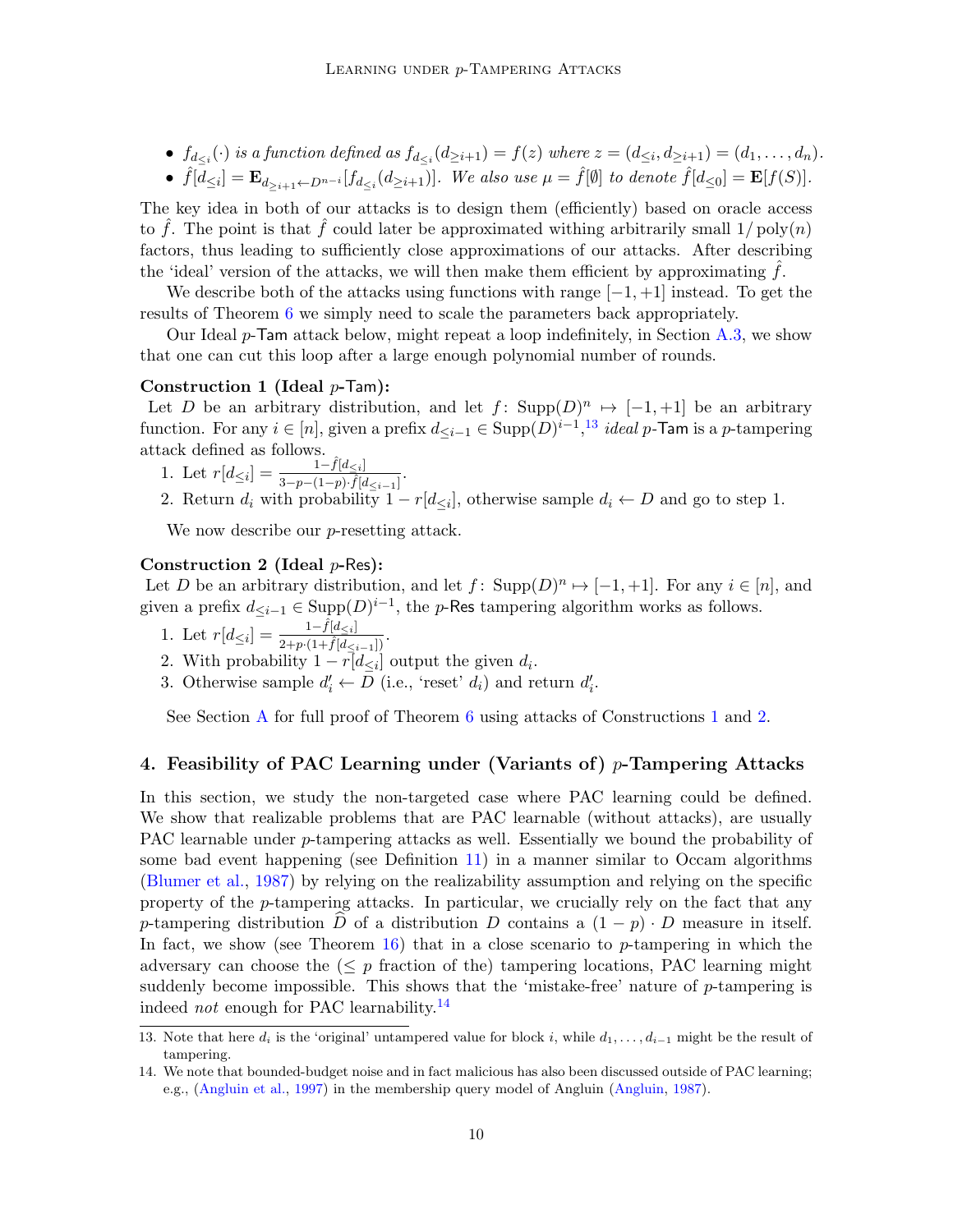- $f_{d_{\leq i}}(\cdot)$ *is a function defined as* $f_{d_{\leq i}}(d_{\geq i+1}) = f(z)$ *where* $z = (d_{\leq i}, d_{\geq i+1}) = (d_1, \ldots, d_n)$.
- $\hat{f}[d_{\leq i}] = \mathbf{E}_{d_{\geq i+1} \leftarrow D^{n-i}}[f_{d_{\leq i}}(d_{\geq i+1})]$. *We also use* $\mu = \hat{f}[\emptyset]$ *to denote* $\hat{f}[d_{\leq 0}] = \mathbf{E}[f(S)]$.

The key idea in both of our attacks is to design them (efficiently) based on oracle access to $\hat{f}$. The point is that $\hat{f}$ could later be approximated withing arbitrarily small $1/\operatorname{poly}(n)$ factors, thus leading to sufficiently close approximations of our attacks. After describing the 'ideal' version of the attacks, we will then make them efficient by approximating $\hat{f}$.

We describe both of the attacks using functions with range $[-1, +1]$ instead. To get the results of Theorem 6 we simply need to scale the parameters back appropriately.

Our Ideal $p$-Tam attack below, might repeat a loop indefinitely, in Section A.3, we show that one can cut this loop after a large enough polynomial number of rounds.

**Construction 1 (Ideal $p$-Tam):**
Let $D$ be an arbitrary distribution, and let $f \colon \operatorname{Supp}(D)^n \mapsto [-1, +1]$ be an arbitrary function. For any $i \in [n]$, given a prefix $d_{\leq i-1} \in \operatorname{Supp}(D)^{i-1}$,[13] *ideal* $p$-Tam is a $p$-tampering attack defined as follows.

1. Let $r[d_{\leq i}] = \frac{1 - \hat{f}[d_{\leq i}]}{3 - p - (1-p) \cdot \hat{f}[d_{\leq i-1}]}$.
2. Return $d_i$ with probability $1 - r[d_{\leq i}]$, otherwise sample $d_i \leftarrow D$ and go to step 1.

We now describe our $p$-resetting attack.

**Construction 2 (Ideal $p$-Res):**
Let $D$ be an arbitrary distribution, and let $f \colon \operatorname{Supp}(D)^n \mapsto [-1, +1]$. For any $i \in [n]$, and given a prefix $d_{\leq i-1} \in \operatorname{Supp}(D)^{i-1}$, the $p$-Res tampering algorithm works as follows.

1. Let $r[d_{\leq i}] = \frac{1 - \hat{f}[d_{\leq i}]}{2 + p \cdot (1 + \hat{f}[d_{\leq i-1}])}$.
2. With probability $1 - r[d_{\leq i}]$ output the given $d_i$.
3. Otherwise sample $d'_i \leftarrow D$ (i.e., 'reset' $d_i$) and return $d'_i$.

See Section A for full proof of Theorem 6 using attacks of Constructions 1 and 2.

## 4. Feasibility of PAC Learning under (Variants of) $p$-Tampering Attacks

In this section, we study the non-targeted case where PAC learning could be defined. We show that realizable problems that are PAC learnable (without attacks), are usually PAC learnable under $p$-tampering attacks as well. Essentially we bound the probability of some bad event happening (see Definition 11) in a manner similar to Occam algorithms (Blumer et al., 1987) by relying on the realizability assumption and relying on the specific property of the $p$-tampering attacks. In particular, we crucially rely on the fact that any $p$-tampering distribution $\widehat{D}$ of a distribution $D$ contains a $(1-p) \cdot D$ measure in itself. In fact, we show (see Theorem 16) that in a close scenario to $p$-tampering in which the adversary can choose the ($\leq p$ fraction of the) tampering locations, PAC learning might suddenly become impossible. This shows that the 'mistake-free' nature of $p$-tampering is indeed *not* enough for PAC learnability.[14]

---

13. Note that here $d_i$ is the 'original' untampered value for block $i$, while $d_1, \ldots, d_{i-1}$ might be the result of tampering.
14. We note that bounded-budget noise and in fact malicious has also been discussed outside of PAC learning; e.g., (Angluin et al., 1997) in the membership query model of Angluin (Angluin, 1987).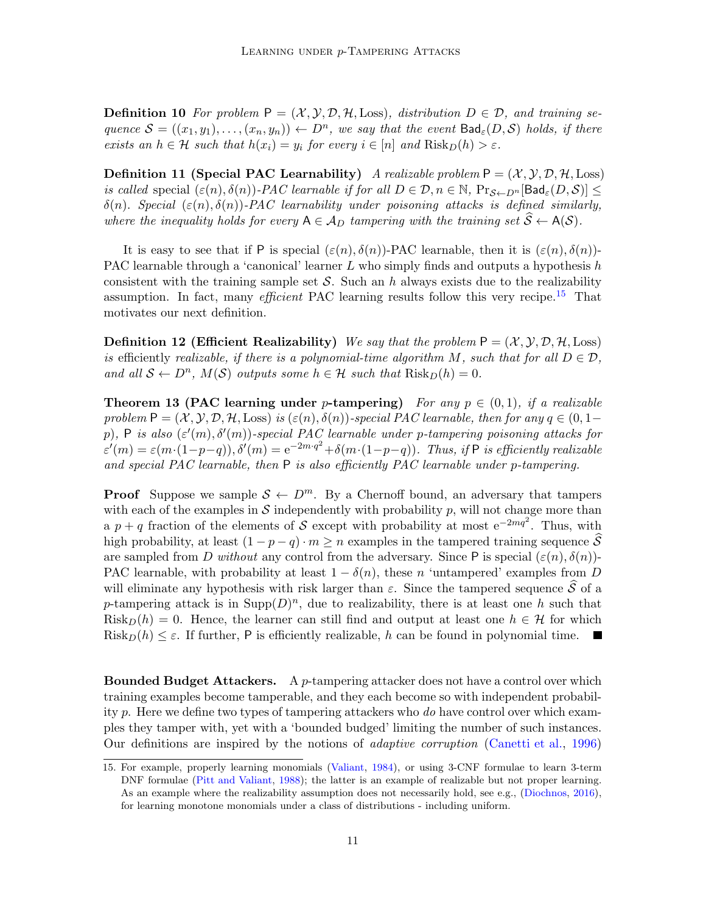**Definition 10** *For problem $\mathsf{P} = (\mathcal{X}, \mathcal{Y}, \mathcal{D}, \mathcal{H}, \mathrm{Loss})$, distribution $D \in \mathcal{D}$, and training sequence $\mathcal{S} = ((x_1, y_1), \ldots, (x_n, y_n)) \leftarrow D^n$, we say that the event $\mathsf{Bad}_\varepsilon(D, \mathcal{S})$ holds, if there exists an $h \in \mathcal{H}$ such that $h(x_i) = y_i$ for every $i \in [n]$ and $\mathrm{Risk}_D(h) > \varepsilon$.*

**Definition 11 (Special PAC Learnability)** *A realizable problem $\mathsf{P} = (\mathcal{X}, \mathcal{Y}, \mathcal{D}, \mathcal{H}, \mathrm{Loss})$ is called* special *$(\varepsilon(n), \delta(n))$-PAC learnable if for all $D \in \mathcal{D}, n \in \mathbb{N}$, $\Pr_{\mathcal{S} \leftarrow D^n}[\mathsf{Bad}_\varepsilon(D, \mathcal{S})] \leq \delta(n)$. Special $(\varepsilon(n), \delta(n))$-PAC learnability under poisoning attacks is defined similarly, where the inequality holds for every $\mathsf{A} \in \mathcal{A}_D$ tampering with the training set $\widehat{\mathcal{S}} \leftarrow \mathsf{A}(\mathcal{S})$.*

It is easy to see that if $\mathsf{P}$ is special $(\varepsilon(n), \delta(n))$-PAC learnable, then it is $(\varepsilon(n), \delta(n))$-PAC learnable through a 'canonical' learner $L$ who simply finds and outputs a hypothesis $h$ consistent with the training sample set $\mathcal{S}$. Such an $h$ always exists due to the realizability assumption. In fact, many *efficient* PAC learning results follow this very recipe.[15] That motivates our next definition.

**Definition 12 (Efficient Realizability)** *We say that the problem $\mathsf{P} = (\mathcal{X}, \mathcal{Y}, \mathcal{D}, \mathcal{H}, \mathrm{Loss})$ is* efficiently *realizable, if there is a polynomial-time algorithm $M$, such that for all $D \in \mathcal{D}$, and all $\mathcal{S} \leftarrow D^n$, $M(\mathcal{S})$ outputs some $h \in \mathcal{H}$ such that $\mathrm{Risk}_D(h) = 0$.*

**Theorem 13 (PAC learning under $p$-tampering)** *For any $p \in (0, 1)$, if a realizable problem $\mathsf{P} = (\mathcal{X}, \mathcal{Y}, \mathcal{D}, \mathcal{H}, \mathrm{Loss})$ is $(\varepsilon(n), \delta(n))$-special PAC learnable, then for any $q \in (0, 1-p)$, $\mathsf{P}$ is also $(\varepsilon'(m), \delta'(m))$-special PAC learnable under $p$-tampering poisoning attacks for $\varepsilon'(m) = \varepsilon(m \cdot (1-p-q)), \delta'(m) = \mathrm{e}^{-2m \cdot q^2} + \delta(m \cdot (1-p-q))$. Thus, if $\mathsf{P}$ is efficiently realizable and special PAC learnable, then $\mathsf{P}$ is also efficiently PAC learnable under $p$-tampering.*

**Proof** Suppose we sample $\mathcal{S} \leftarrow D^m$. By a Chernoff bound, an adversary that tampers with each of the examples in $\mathcal{S}$ independently with probability $p$, will not change more than a $p + q$ fraction of the elements of $\mathcal{S}$ except with probability at most $\mathrm{e}^{-2mq^2}$. Thus, with high probability, at least $(1 - p - q) \cdot m \geq n$ examples in the tampered training sequence $\widehat{\mathcal{S}}$ are sampled from $D$ *without* any control from the adversary. Since $\mathsf{P}$ is special $(\varepsilon(n), \delta(n))$-PAC learnable, with probability at least $1 - \delta(n)$, these $n$ 'untampered' examples from $D$ will eliminate any hypothesis with risk larger than $\varepsilon$. Since the tampered sequence $\widehat{\mathcal{S}}$ of a $p$-tampering attack is in $\mathrm{Supp}(D)^n$, due to realizability, there is at least one $h$ such that $\mathrm{Risk}_D(h) = 0$. Hence, the learner can still find and output at least one $h \in \mathcal{H}$ for which $\mathrm{Risk}_D(h) \leq \varepsilon$. If further, $\mathsf{P}$ is efficiently realizable, $h$ can be found in polynomial time. ■

**Bounded Budget Attackers.** A $p$-tampering attacker does not have a control over which training examples become tamperable, and they each become so with independent probability $p$. Here we define two types of tampering attackers who *do* have control over which examples they tamper with, yet with a 'bounded budged' limiting the number of such instances. Our definitions are inspired by the notions of *adaptive corruption* (Canetti et al., 1996)

15. For example, properly learning monomials (Valiant, 1984), or using 3-CNF formulae to learn 3-term DNF formulae (Pitt and Valiant, 1988); the latter is an example of realizable but not proper learning. As an example where the realizability assumption does not necessarily hold, see e.g., (Diochnos, 2016), for learning monotone monomials under a class of distributions - including uniform.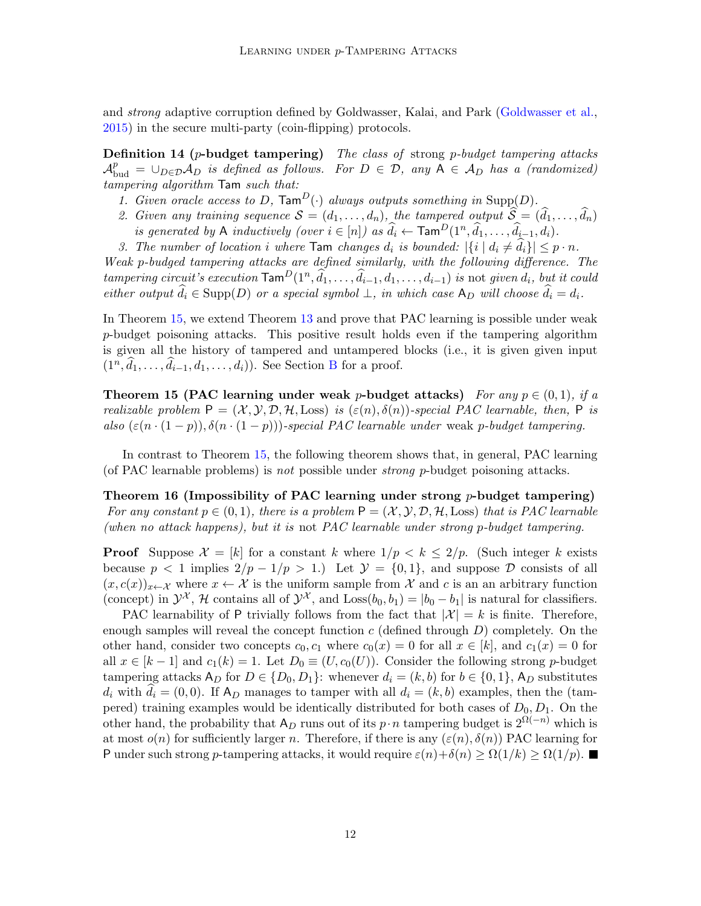and *strong* adaptive corruption defined by Goldwasser, Kalai, and Park (Goldwasser et al., 2015) in the secure multi-party (coin-flipping) protocols.

**Definition 14 ($p$-budget tampering)** *The class of* strong $p$-budget tampering attacks $\mathcal{A}^p_{\mathrm{bud}} = \cup_{D \in \mathcal{D}} \mathcal{A}_D$ *is defined as follows. For $D \in \mathcal{D}$, any $\mathsf{A} \in \mathcal{A}_D$ has a (randomized)* tampering algorithm $\mathsf{Tam}$ *such that:*

1. *Given oracle access to $D$, $\mathsf{Tam}^D(\cdot)$ always outputs something in $\mathrm{Supp}(D)$.*
2. *Given any training sequence $\mathcal{S} = (d_1, \ldots, d_n)$, the tampered output $\widehat{\mathcal{S}} = (\widehat{d}_1, \ldots, \widehat{d}_n)$ is generated by $\mathsf{A}$ inductively (over $i \in [n]$) as $\widehat{d}_i \leftarrow \mathsf{Tam}^D(1^n, \widehat{d}_1, \ldots, \widehat{d}_{i-1}, d_i)$.*
3. *The number of location $i$ where $\mathsf{Tam}$ changes $d_i$ is bounded: $|\{i \mid d_i \neq \widehat{d}_i\}| \leq p \cdot n$.*

*Weak $p$-budged tampering attacks are defined similarly, with the following difference. The tampering circuit's execution $\mathsf{Tam}^D(1^n, \widehat{d}_1, \ldots, \widehat{d}_{i-1}, d_1, \ldots, d_{i-1})$ is* not *given $d_i$, but it could either output $\widehat{d}_i \in \mathrm{Supp}(D)$ or a special symbol $\perp$, in which case $\mathsf{A}_D$ will choose $\widehat{d}_i = d_i$.*

In Theorem 15, we extend Theorem 13 and prove that PAC learning is possible under weak $p$-budget poisoning attacks. This positive result holds even if the tampering algorithm is given all the history of tampered and untampered blocks (i.e., it is given given input $(1^n, \widehat{d}_1, \ldots, \widehat{d}_{i-1}, d_1, \ldots, d_i)$). See Section B for a proof.

**Theorem 15 (PAC learning under weak $p$-budget attacks)** *For any $p \in (0, 1)$, if a realizable problem $\mathsf{P} = (\mathcal{X}, \mathcal{Y}, \mathcal{D}, \mathcal{H}, \mathrm{Loss})$ is $(\varepsilon(n), \delta(n))$-special PAC learnable, then, $\mathsf{P}$ is also $(\varepsilon(n \cdot (1-p)), \delta(n \cdot (1-p)))$-special PAC learnable under* weak *$p$-budget tampering.*

In contrast to Theorem 15, the following theorem shows that, in general, PAC learning (of PAC learnable problems) is *not* possible under *strong* $p$-budget poisoning attacks.

**Theorem 16 (Impossibility of PAC learning under strong $p$-budget tampering)** *For any constant $p \in (0, 1)$, there is a problem $\mathsf{P} = (\mathcal{X}, \mathcal{Y}, \mathcal{D}, \mathcal{H}, \mathrm{Loss})$ that is PAC learnable (when no attack happens), but it is* not *PAC learnable under strong $p$-budget tampering.*

**Proof** Suppose $\mathcal{X} = [k]$ for a constant $k$ where $1/p < k \leq 2/p$. (Such integer $k$ exists because $p < 1$ implies $2/p - 1/p > 1$.) Let $\mathcal{Y} = \{0, 1\}$, and suppose $\mathcal{D}$ consists of all $(x, c(x))_{x \leftarrow \mathcal{X}}$ where $x \leftarrow \mathcal{X}$ is the uniform sample from $\mathcal{X}$ and $c$ is an an arbitrary function (concept) in $\mathcal{Y}^{\mathcal{X}}$, $\mathcal{H}$ contains all of $\mathcal{Y}^{\mathcal{X}}$, and $\mathrm{Loss}(b_0, b_1) = |b_0 - b_1|$ is natural for classifiers.

PAC learnability of $\mathsf{P}$ trivially follows from the fact that $|\mathcal{X}| = k$ is finite. Therefore, enough samples will reveal the concept function $c$ (defined through $D$) completely. On the other hand, consider two concepts $c_0, c_1$ where $c_0(x) = 0$ for all $x \in [k]$, and $c_1(x) = 0$ for all $x \in [k-1]$ and $c_1(k) = 1$. Let $D_0 \equiv (U, c_0(U))$. Consider the following strong $p$-budget tampering attacks $\mathsf{A}_D$ for $D \in \{D_0, D_1\}$: whenever $d_i = (k, b)$ for $b \in \{0, 1\}$, $\mathsf{A}_D$ substitutes $d_i$ with $\widehat{d}_i = (0, 0)$. If $\mathsf{A}_D$ manages to tamper with all $d_i = (k, b)$ examples, then the (tampered) training examples would be identically distributed for both cases of $D_0, D_1$. On the other hand, the probability that $\mathsf{A}_D$ runs out of its $p \cdot n$ tampering budget is $2^{\Omega(-n)}$ which is at most $o(n)$ for sufficiently larger $n$. Therefore, if there is any $(\varepsilon(n), \delta(n))$ PAC learning for $\mathsf{P}$ under such strong $p$-tampering attacks, it would require $\varepsilon(n) + \delta(n) \geq \Omega(1/k) \geq \Omega(1/p)$. ∎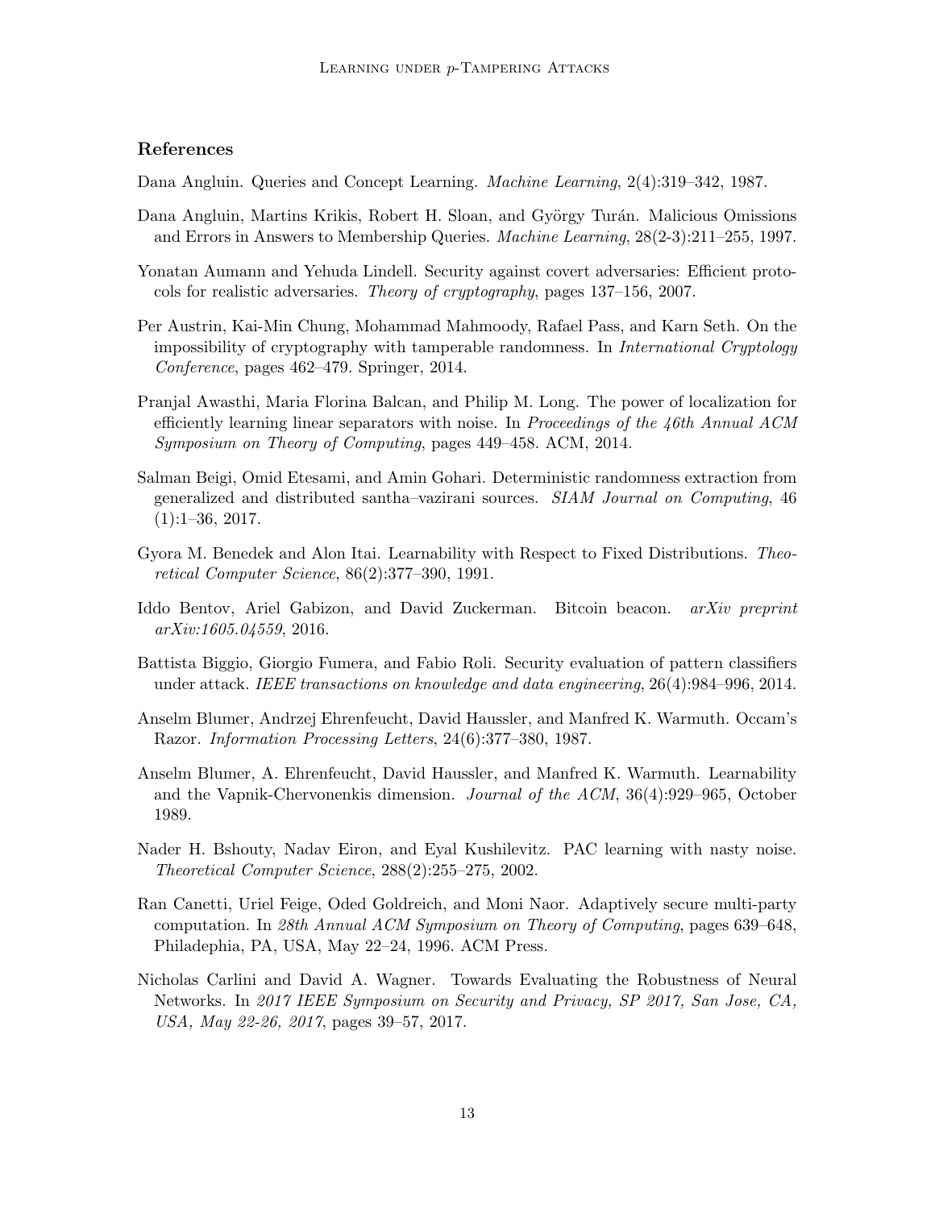## References

Dana Angluin. Queries and Concept Learning. *Machine Learning*, 2(4):319–342, 1987.

Dana Angluin, Martins Krikis, Robert H. Sloan, and György Turán. Malicious Omissions and Errors in Answers to Membership Queries. *Machine Learning*, 28(2-3):211–255, 1997.

Yonatan Aumann and Yehuda Lindell. Security against covert adversaries: Efficient protocols for realistic adversaries. *Theory of cryptography*, pages 137–156, 2007.

Per Austrin, Kai-Min Chung, Mohammad Mahmoody, Rafael Pass, and Karn Seth. On the impossibility of cryptography with tamperable randomness. In *International Cryptology Conference*, pages 462–479. Springer, 2014.

Pranjal Awasthi, Maria Florina Balcan, and Philip M. Long. The power of localization for efficiently learning linear separators with noise. In *Proceedings of the 46th Annual ACM Symposium on Theory of Computing*, pages 449–458. ACM, 2014.

Salman Beigi, Omid Etesami, and Amin Gohari. Deterministic randomness extraction from generalized and distributed santha–vazirani sources. *SIAM Journal on Computing*, 46 (1):1–36, 2017.

Gyora M. Benedek and Alon Itai. Learnability with Respect to Fixed Distributions. *Theoretical Computer Science*, 86(2):377–390, 1991.

Iddo Bentov, Ariel Gabizon, and David Zuckerman. Bitcoin beacon. *arXiv preprint arXiv:1605.04559*, 2016.

Battista Biggio, Giorgio Fumera, and Fabio Roli. Security evaluation of pattern classifiers under attack. *IEEE transactions on knowledge and data engineering*, 26(4):984–996, 2014.

Anselm Blumer, Andrzej Ehrenfeucht, David Haussler, and Manfred K. Warmuth. Occam's Razor. *Information Processing Letters*, 24(6):377–380, 1987.

Anselm Blumer, A. Ehrenfeucht, David Haussler, and Manfred K. Warmuth. Learnability and the Vapnik-Chervonenkis dimension. *Journal of the ACM*, 36(4):929–965, October 1989.

Nader H. Bshouty, Nadav Eiron, and Eyal Kushilevitz. PAC learning with nasty noise. *Theoretical Computer Science*, 288(2):255–275, 2002.

Ran Canetti, Uriel Feige, Oded Goldreich, and Moni Naor. Adaptively secure multi-party computation. In *28th Annual ACM Symposium on Theory of Computing*, pages 639–648, Philadephia, PA, USA, May 22–24, 1996. ACM Press.

Nicholas Carlini and David A. Wagner. Towards Evaluating the Robustness of Neural Networks. In *2017 IEEE Symposium on Security and Privacy, SP 2017, San Jose, CA, USA, May 22-26, 2017*, pages 39–57, 2017.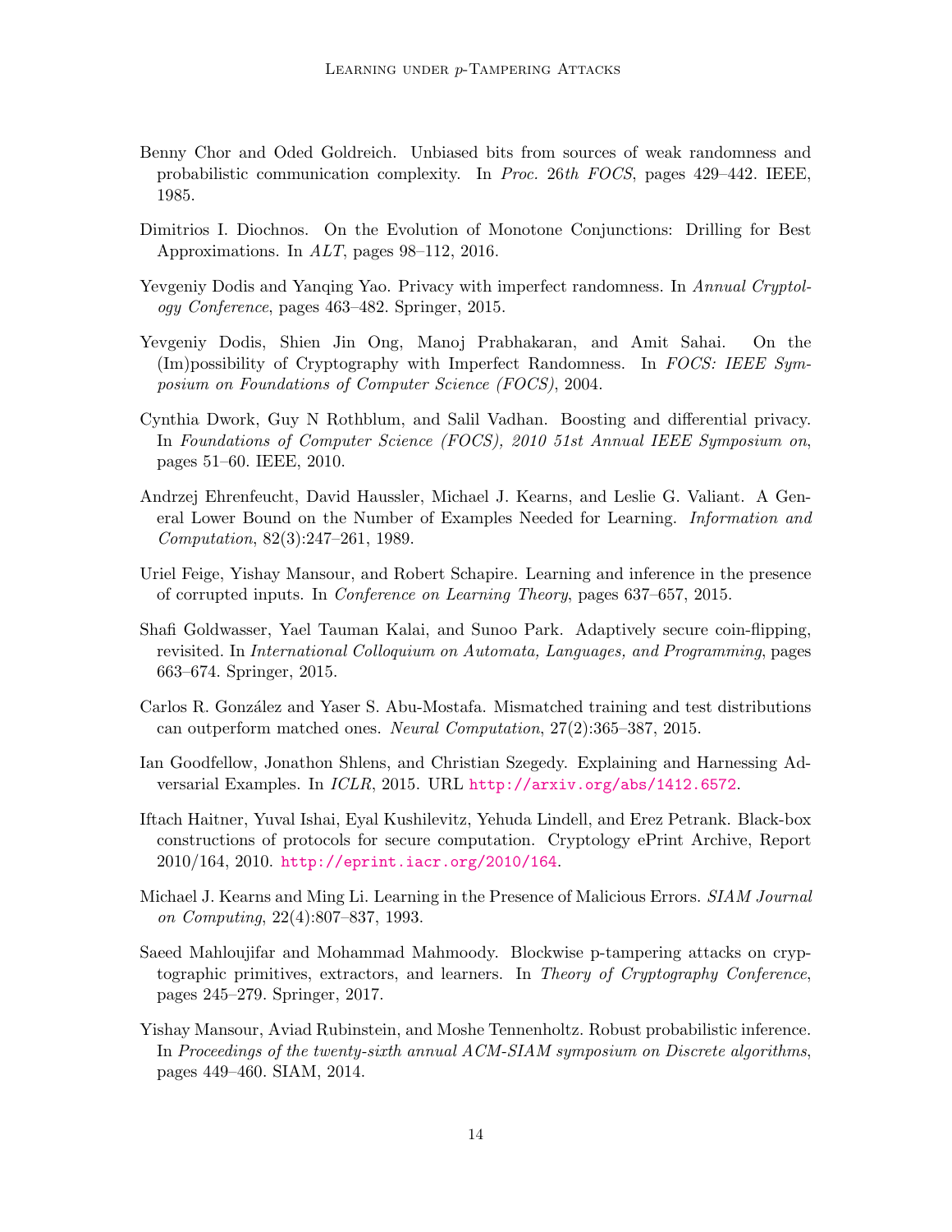Benny Chor and Oded Goldreich. Unbiased bits from sources of weak randomness and probabilistic communication complexity. In *Proc.* 26*th FOCS*, pages 429–442. IEEE, 1985.

Dimitrios I. Diochnos. On the Evolution of Monotone Conjunctions: Drilling for Best Approximations. In *ALT*, pages 98–112, 2016.

Yevgeniy Dodis and Yanqing Yao. Privacy with imperfect randomness. In *Annual Cryptology Conference*, pages 463–482. Springer, 2015.

Yevgeniy Dodis, Shien Jin Ong, Manoj Prabhakaran, and Amit Sahai. On the (Im)possibility of Cryptography with Imperfect Randomness. In *FOCS: IEEE Symposium on Foundations of Computer Science (FOCS)*, 2004.

Cynthia Dwork, Guy N Rothblum, and Salil Vadhan. Boosting and differential privacy. In *Foundations of Computer Science (FOCS), 2010 51st Annual IEEE Symposium on*, pages 51–60. IEEE, 2010.

Andrzej Ehrenfeucht, David Haussler, Michael J. Kearns, and Leslie G. Valiant. A General Lower Bound on the Number of Examples Needed for Learning. *Information and Computation*, 82(3):247–261, 1989.

Uriel Feige, Yishay Mansour, and Robert Schapire. Learning and inference in the presence of corrupted inputs. In *Conference on Learning Theory*, pages 637–657, 2015.

Shafi Goldwasser, Yael Tauman Kalai, and Sunoo Park. Adaptively secure coin-flipping, revisited. In *International Colloquium on Automata, Languages, and Programming*, pages 663–674. Springer, 2015.

Carlos R. González and Yaser S. Abu-Mostafa. Mismatched training and test distributions can outperform matched ones. *Neural Computation*, 27(2):365–387, 2015.

Ian Goodfellow, Jonathon Shlens, and Christian Szegedy. Explaining and Harnessing Adversarial Examples. In *ICLR*, 2015. URL http://arxiv.org/abs/1412.6572.

Iftach Haitner, Yuval Ishai, Eyal Kushilevitz, Yehuda Lindell, and Erez Petrank. Black-box constructions of protocols for secure computation. Cryptology ePrint Archive, Report 2010/164, 2010. http://eprint.iacr.org/2010/164.

Michael J. Kearns and Ming Li. Learning in the Presence of Malicious Errors. *SIAM Journal on Computing*, 22(4):807–837, 1993.

Saeed Mahloujifar and Mohammad Mahmoody. Blockwise p-tampering attacks on cryptographic primitives, extractors, and learners. In *Theory of Cryptography Conference*, pages 245–279. Springer, 2017.

Yishay Mansour, Aviad Rubinstein, and Moshe Tennenholtz. Robust probabilistic inference. In *Proceedings of the twenty-sixth annual ACM-SIAM symposium on Discrete algorithms*, pages 449–460. SIAM, 2014.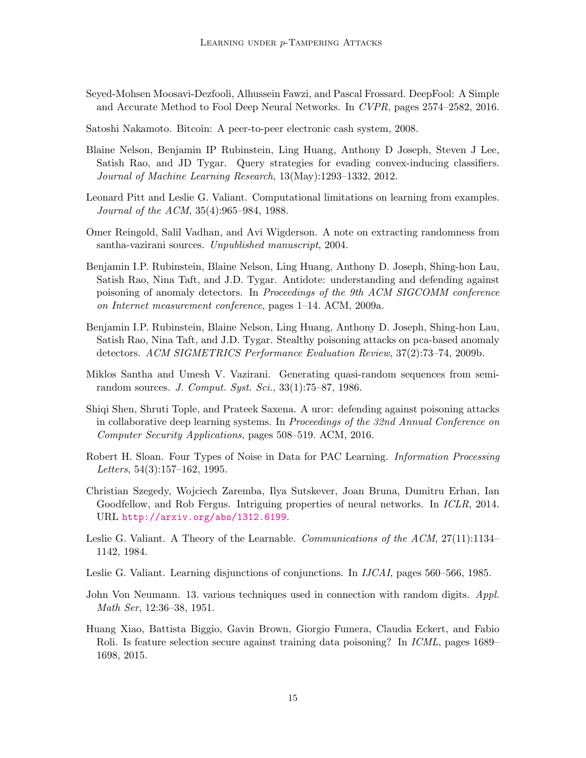Seyed-Mohsen Moosavi-Dezfooli, Alhussein Fawzi, and Pascal Frossard. DeepFool: A Simple and Accurate Method to Fool Deep Neural Networks. In *CVPR*, pages 2574–2582, 2016.

Satoshi Nakamoto. Bitcoin: A peer-to-peer electronic cash system, 2008.

Blaine Nelson, Benjamin IP Rubinstein, Ling Huang, Anthony D Joseph, Steven J Lee, Satish Rao, and JD Tygar. Query strategies for evading convex-inducing classifiers. *Journal of Machine Learning Research*, 13(May):1293–1332, 2012.

Leonard Pitt and Leslie G. Valiant. Computational limitations on learning from examples. *Journal of the ACM*, 35(4):965–984, 1988.

Omer Reingold, Salil Vadhan, and Avi Wigderson. A note on extracting randomness from santha-vazirani sources. *Unpublished manuscript*, 2004.

Benjamin I.P. Rubinstein, Blaine Nelson, Ling Huang, Anthony D. Joseph, Shing-hon Lau, Satish Rao, Nina Taft, and J.D. Tygar. Antidote: understanding and defending against poisoning of anomaly detectors. In *Proceedings of the 9th ACM SIGCOMM conference on Internet measurement conference*, pages 1–14. ACM, 2009a.

Benjamin I.P. Rubinstein, Blaine Nelson, Ling Huang, Anthony D. Joseph, Shing-hon Lau, Satish Rao, Nina Taft, and J.D. Tygar. Stealthy poisoning attacks on pca-based anomaly detectors. *ACM SIGMETRICS Performance Evaluation Review*, 37(2):73–74, 2009b.

Miklos Santha and Umesh V. Vazirani. Generating quasi-random sequences from semi-random sources. *J. Comput. Syst. Sci.*, 33(1):75–87, 1986.

Shiqi Shen, Shruti Tople, and Prateek Saxena. A uror: defending against poisoning attacks in collaborative deep learning systems. In *Proceedings of the 32nd Annual Conference on Computer Security Applications*, pages 508–519. ACM, 2016.

Robert H. Sloan. Four Types of Noise in Data for PAC Learning. *Information Processing Letters*, 54(3):157–162, 1995.

Christian Szegedy, Wojciech Zaremba, Ilya Sutskever, Joan Bruna, Dumitru Erhan, Ian Goodfellow, and Rob Fergus. Intriguing properties of neural networks. In *ICLR*, 2014. URL http://arxiv.org/abs/1312.6199.

Leslie G. Valiant. A Theory of the Learnable. *Communications of the ACM*, 27(11):1134–1142, 1984.

Leslie G. Valiant. Learning disjunctions of conjunctions. In *IJCAI*, pages 560–566, 1985.

John Von Neumann. 13. various techniques used in connection with random digits. *Appl. Math Ser*, 12:36–38, 1951.

Huang Xiao, Battista Biggio, Gavin Brown, Giorgio Fumera, Claudia Eckert, and Fabio Roli. Is feature selection secure against training data poisoning? In *ICML*, pages 1689–1698, 2015.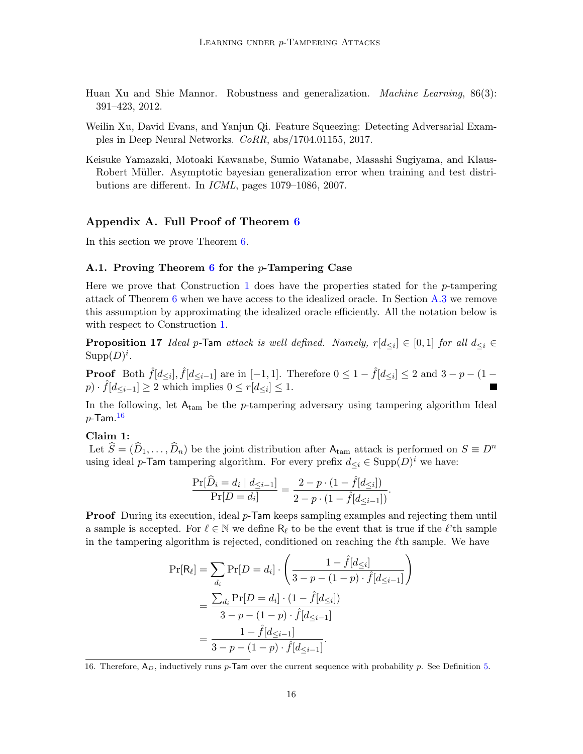Huan Xu and Shie Mannor. Robustness and generalization. *Machine Learning*, 86(3): 391–423, 2012.

Weilin Xu, David Evans, and Yanjun Qi. Feature Squeezing: Detecting Adversarial Examples in Deep Neural Networks. *CoRR*, abs/1704.01155, 2017.

Keisuke Yamazaki, Motoaki Kawanabe, Sumio Watanabe, Masashi Sugiyama, and Klaus-Robert Müller. Asymptotic bayesian generalization error when training and test distributions are different. In *ICML*, pages 1079–1086, 2007.

## Appendix A. Full Proof of Theorem 6

In this section we prove Theorem 6.

### A.1. Proving Theorem 6 for the $p$-Tampering Case

Here we prove that Construction 1 does have the properties stated for the $p$-tampering attack of Theorem 6 when we have access to the idealized oracle. In Section A.3 we remove this assumption by approximating the idealized oracle efficiently. All the notation below is with respect to Construction 1.

**Proposition 17** *Ideal $p$-Tam attack is well defined. Namely, $r[d_{\leq i}] \in [0,1]$ for all $d_{\leq i} \in \mathrm{Supp}(D)^i$.*

**Proof** Both $\hat{f}[d_{\leq i}], \hat{f}[d_{\leq i-1}]$ are in $[-1,1]$. Therefore $0 \leq 1 - \hat{f}[d_{\leq i}] \leq 2$ and $3 - p - (1-p) \cdot \hat{f}[d_{\leq i-1}] \geq 2$ which implies $0 \leq r[d_{\leq i}] \leq 1$. ∎

In the following, let $\mathsf{A}_{\mathrm{tam}}$ be the $p$-tampering adversary using tampering algorithm Ideal $p$-Tam.[16]

**Claim 1:**
Let $\widehat{S} = (\widehat{D}_1, \ldots, \widehat{D}_n)$ be the joint distribution after $\mathsf{A}_{\mathrm{tam}}$ attack is performed on $S \equiv D^n$ using ideal $p$-Tam tampering algorithm. For every prefix $d_{\leq i} \in \mathrm{Supp}(D)^i$ we have:

$$\frac{\Pr[\widehat{D}_i = d_i \mid d_{\leq i-1}]}{\Pr[D = d_i]} = \frac{2 - p \cdot (1 - \hat{f}[d_{\leq i}])}{2 - p \cdot (1 - \hat{f}[d_{\leq i-1}])}.$$

**Proof** During its execution, ideal $p$-Tam keeps sampling examples and rejecting them until a sample is accepted. For $\ell \in \mathbb{N}$ we define $\mathsf{R}_\ell$ to be the event that is true if the $\ell$'th sample in the tampering algorithm is rejected, conditioned on reaching the $\ell$th sample. We have

$$\begin{aligned}
\Pr[\mathsf{R}_\ell] &= \sum_{d_i} \Pr[D = d_i] \cdot \left( \frac{1 - \hat{f}[d_{\leq i}]}{3 - p - (1-p) \cdot \hat{f}[d_{\leq i-1}]} \right) \\
&= \frac{\sum_{d_i} \Pr[D = d_i] \cdot (1 - \hat{f}[d_{\leq i}])}{3 - p - (1-p) \cdot \hat{f}[d_{\leq i-1}]} \\
&= \frac{1 - \hat{f}[d_{\leq i-1}]}{3 - p - (1-p) \cdot \hat{f}[d_{\leq i-1}]}.
\end{aligned}$$

16. Therefore, $\mathsf{A}_D$, inductively runs $p$-Tam over the current sequence with probability $p$. See Definition 5.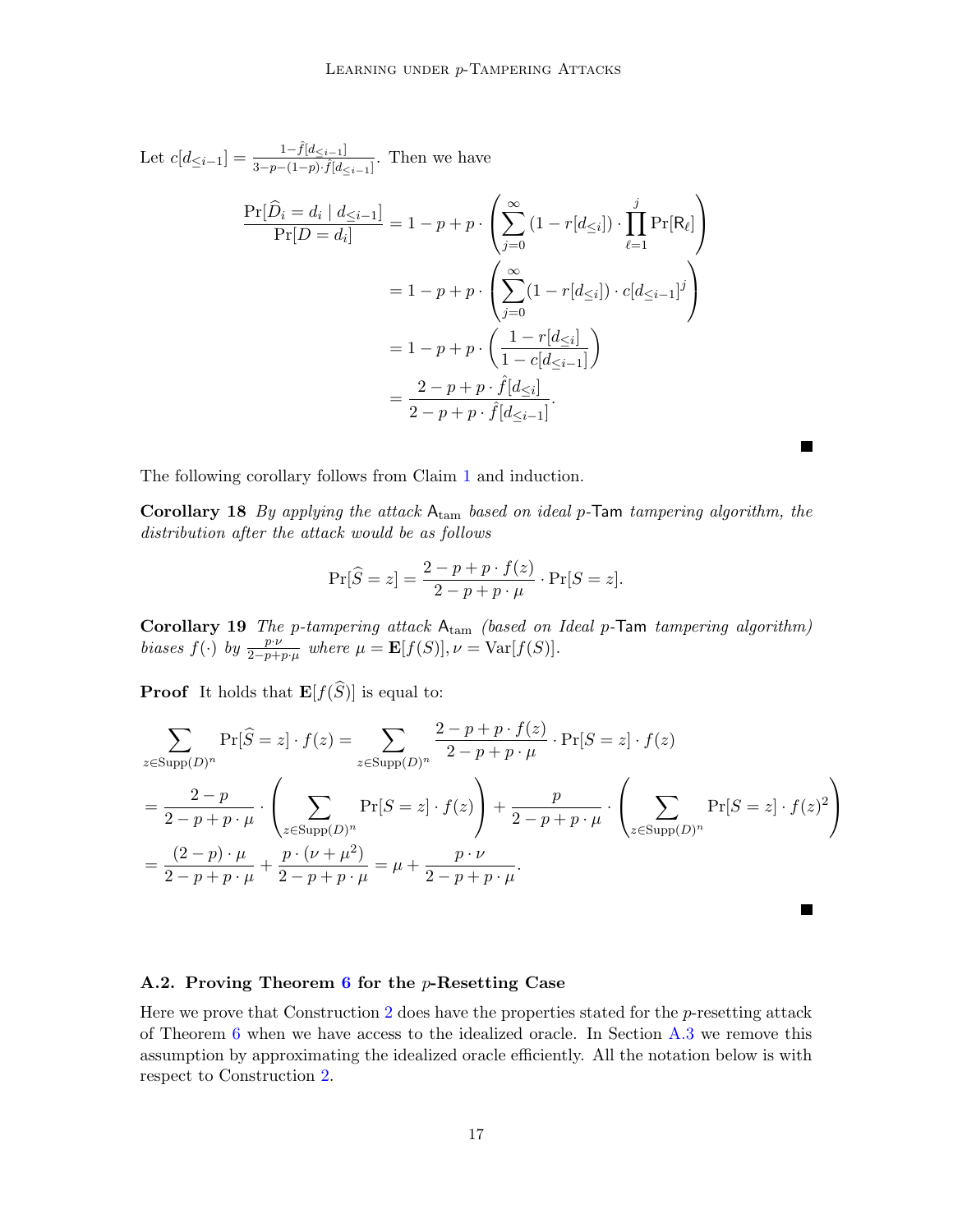Let $c[d_{\leq i-1}] = \frac{1-\hat{f}[d_{\leq i-1}]}{3-p-(1-p)\cdot \hat{f}[d_{\leq i-1}]}$. Then we have

$$
\begin{aligned}
\frac{\Pr[\widehat{D}_i = d_i \mid d_{\leq i-1}]}{\Pr[D = d_i]} &= 1 - p + p \cdot \left( \sum_{j=0}^{\infty} (1 - r[d_{\leq i}]) \cdot \prod_{\ell=1}^{j} \Pr[\mathsf{R}_\ell] \right) \\
&= 1 - p + p \cdot \left( \sum_{j=0}^{\infty} (1 - r[d_{\leq i}]) \cdot c[d_{\leq i-1}]^j \right) \\
&= 1 - p + p \cdot \left( \frac{1 - r[d_{\leq i}]}{1 - c[d_{\leq i-1}]} \right) \\
&= \frac{2 - p + p \cdot \hat{f}[d_{\leq i}]}{2 - p + p \cdot \hat{f}[d_{\leq i-1}]}.
\end{aligned}
$$

■

The following corollary follows from Claim 1 and induction.

**Corollary 18** *By applying the attack $\mathsf{A}_{\mathrm{tam}}$ based on ideal $p$-$\mathsf{Tam}$ tampering algorithm, the distribution after the attack would be as follows*

$$
\Pr[\widehat{S} = z] = \frac{2 - p + p \cdot f(z)}{2 - p + p \cdot \mu} \cdot \Pr[S = z].
$$

**Corollary 19** *The $p$-tampering attack $\mathsf{A}_{\mathrm{tam}}$ (based on Ideal $p$-$\mathsf{Tam}$ tampering algorithm) biases $f(\cdot)$ by $\frac{p \cdot \nu}{2-p+p\cdot\mu}$ where $\mu = \mathbf{E}[f(S)], \nu = \mathrm{Var}[f(S)]$.*

**Proof** It holds that $\mathbf{E}[f(\widehat{S})]$ is equal to:

$$
\begin{aligned}
&\sum_{z \in \mathrm{Supp}(D)^n} \Pr[\widehat{S} = z] \cdot f(z) = \sum_{z \in \mathrm{Supp}(D)^n} \frac{2 - p + p \cdot f(z)}{2 - p + p \cdot \mu} \cdot \Pr[S = z] \cdot f(z) \\
&= \frac{2-p}{2 - p + p \cdot \mu} \cdot \left( \sum_{z \in \mathrm{Supp}(D)^n} \Pr[S = z] \cdot f(z) \right) + \frac{p}{2 - p + p \cdot \mu} \cdot \left( \sum_{z \in \mathrm{Supp}(D)^n} \Pr[S = z] \cdot f(z)^2 \right) \\
&= \frac{(2-p) \cdot \mu}{2 - p + p \cdot \mu} + \frac{p \cdot (\nu + \mu^2)}{2 - p + p \cdot \mu} = \mu + \frac{p \cdot \nu}{2 - p + p \cdot \mu}.
\end{aligned}
$$

■

### A.2. Proving Theorem 6 for the $p$-Resetting Case

Here we prove that Construction 2 does have the properties stated for the $p$-resetting attack of Theorem 6 when we have access to the idealized oracle. In Section A.3 we remove this assumption by approximating the idealized oracle efficiently. All the notation below is with respect to Construction 2.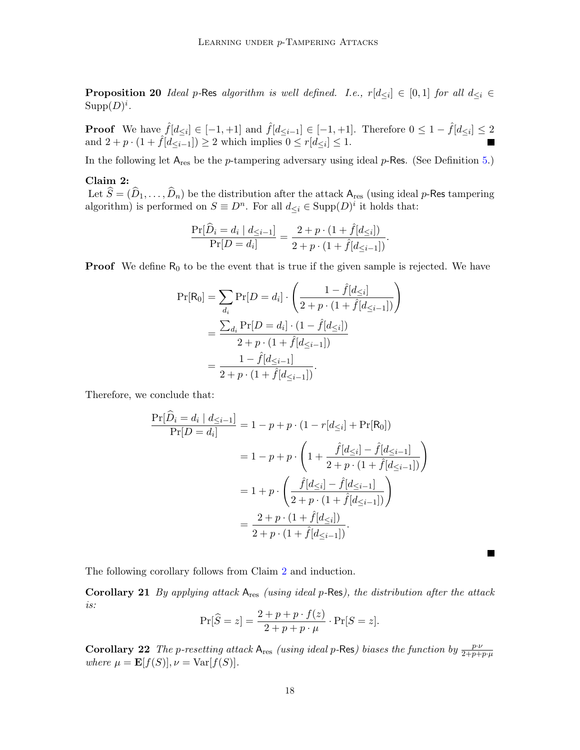**Proposition 20** *Ideal $p$-*$\mathsf{Res}$ *algorithm is well defined. I.e., $r[d_{\leq i}] \in [0,1]$ for all $d_{\leq i} \in \mathrm{Supp}(D)^i$.*

**Proof** We have $\hat{f}[d_{\leq i}] \in [-1,+1]$ and $\hat{f}[d_{\leq i-1}] \in [-1,+1]$. Therefore $0 \leq 1 - \hat{f}[d_{\leq i}] \leq 2$ and $2 + p \cdot (1 + \hat{f}[d_{\leq i-1}]) \geq 2$ which implies $0 \leq r[d_{\leq i}] \leq 1$. ■

In the following let $\mathsf{A}_{\mathrm{res}}$ be the $p$-tampering adversary using ideal $p$-$\mathsf{Res}$. (See Definition 5.)

**Claim 2:**
Let $\widehat{S} = (\widehat{D}_1, \ldots, \widehat{D}_n)$ be the distribution after the attack $\mathsf{A}_{\mathrm{res}}$ (using ideal $p$-$\mathsf{Res}$ tampering algorithm) is performed on $S \equiv D^n$. For all $d_{\leq i} \in \mathrm{Supp}(D)^i$ it holds that:

$$\frac{\Pr[\widehat{D}_i = d_i \mid d_{\leq i-1}]}{\Pr[D = d_i]} = \frac{2 + p \cdot (1 + \hat{f}[d_{\leq i}])}{2 + p \cdot (1 + \hat{f}[d_{\leq i-1}])}.$$

**Proof** We define $\mathsf{R}_0$ to be the event that is true if the given sample is rejected. We have

$$\begin{aligned}
\Pr[\mathsf{R}_0] &= \sum_{d_i} \Pr[D = d_i] \cdot \left( \frac{1 - \hat{f}[d_{\leq i}]}{2 + p \cdot (1 + \hat{f}[d_{\leq i-1}])} \right) \\
&= \frac{\sum_{d_i} \Pr[D = d_i] \cdot (1 - \hat{f}[d_{\leq i}])}{2 + p \cdot (1 + \hat{f}[d_{\leq i-1}])} \\
&= \frac{1 - \hat{f}[d_{\leq i-1}]}{2 + p \cdot (1 + \hat{f}[d_{\leq i-1}])}.
\end{aligned}$$

Therefore, we conclude that:

$$\begin{aligned}
\frac{\Pr[\widehat{D}_i = d_i \mid d_{\leq i-1}]}{\Pr[D = d_i]} &= 1 - p + p \cdot (1 - r[d_{\leq i}] + \Pr[\mathsf{R}_0]) \\
&= 1 - p + p \cdot \left( 1 + \frac{\hat{f}[d_{\leq i}] - \hat{f}[d_{\leq i-1}]}{2 + p \cdot (1 + \hat{f}[d_{\leq i-1}])} \right) \\
&= 1 + p \cdot \left( \frac{\hat{f}[d_{\leq i}] - \hat{f}[d_{\leq i-1}]}{2 + p \cdot (1 + \hat{f}[d_{\leq i-1}])} \right) \\
&= \frac{2 + p \cdot (1 + \hat{f}[d_{\leq i}])}{2 + p \cdot (1 + \hat{f}[d_{\leq i-1}])}.
\end{aligned}$$

■

The following corollary follows from Claim 2 and induction.

**Corollary 21** *By applying attack $\mathsf{A}_{\mathrm{res}}$ (using ideal $p$-$\mathsf{Res}$), the distribution after the attack is:*

$$\Pr[\widehat{S} = z] = \frac{2 + p + p \cdot f(z)}{2 + p + p \cdot \mu} \cdot \Pr[S = z].$$

**Corollary 22** *The $p$-resetting attack $\mathsf{A}_{\mathrm{res}}$ (using ideal $p$-$\mathsf{Res}$) biases the function by $\frac{p \cdot \nu}{2 + p + p \cdot \mu}$ where $\mu = \mathbf{E}[f(S)], \nu = \mathrm{Var}[f(S)]$.*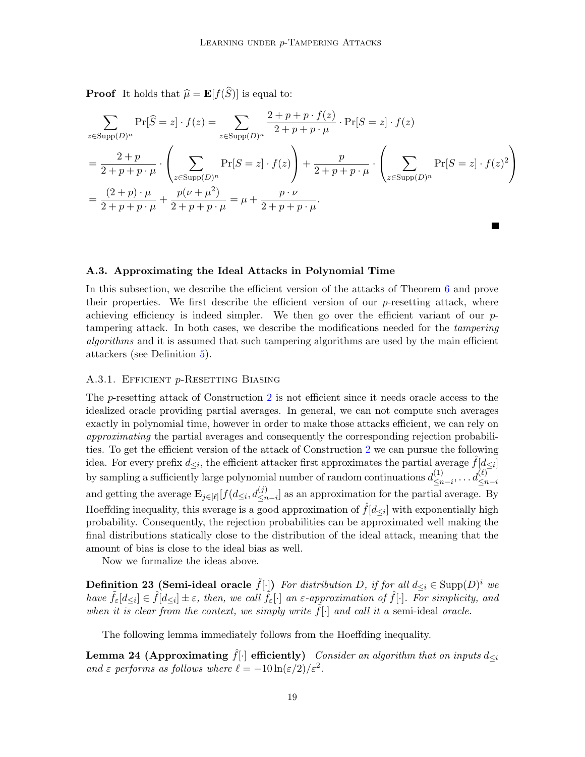**Proof** It holds that $\widehat{\mu} = \mathbf{E}[f(\widehat{S})]$ is equal to:

$$
\begin{aligned}
&\sum_{z \in \mathrm{Supp}(D)^n} \Pr[\widehat{S} = z] \cdot f(z) = \sum_{z \in \mathrm{Supp}(D)^n} \frac{2 + p + p \cdot f(z)}{2 + p + p \cdot \mu} \cdot \Pr[S = z] \cdot f(z) \\
&= \frac{2+p}{2 + p + p \cdot \mu} \cdot \left( \sum_{z \in \mathrm{Supp}(D)^n} \Pr[S = z] \cdot f(z) \right) + \frac{p}{2 + p + p \cdot \mu} \cdot \left( \sum_{z \in \mathrm{Supp}(D)^n} \Pr[S = z] \cdot f(z)^2 \right) \\
&= \frac{(2+p) \cdot \mu}{2 + p + p \cdot \mu} + \frac{p(\nu + \mu^2)}{2 + p + p \cdot \mu} = \mu + \frac{p \cdot \nu}{2 + p + p \cdot \mu}.
\end{aligned}
$$

■

### A.3. Approximating the Ideal Attacks in Polynomial Time

In this subsection, we describe the efficient version of the attacks of Theorem 6 and prove their properties. We first describe the efficient version of our $p$-resetting attack, where achieving efficiency is indeed simpler. We then go over the efficient variant of our $p$-tampering attack. In both cases, we describe the modifications needed for the *tampering algorithms* and it is assumed that such tampering algorithms are used by the main efficient attackers (see Definition 5).

#### A.3.1. Efficient $p$-Resetting Biasing

The $p$-resetting attack of Construction 2 is not efficient since it needs oracle access to the idealized oracle providing partial averages. In general, we can not compute such averages exactly in polynomial time, however in order to make those attacks efficient, we can rely on *approximating* the partial averages and consequently the corresponding rejection probabilities. To get the efficient version of the attack of Construction 2 we can pursue the following idea. For every prefix $d_{\leq i}$, the efficient attacker first approximates the partial average $\hat{f}[d_{\leq i}]$ by sampling a sufficiently large polynomial number of random continuations $d^{(1)}_{\leq n-i}, \dots d^{(\ell)}_{\leq n-i}$ and getting the average $\mathbf{E}_{j \in [\ell]}[f(d_{\leq i}, d^{(j)}_{\leq n-i}]$ as an approximation for the partial average. By Hoeffding inequality, this average is a good approximation of $\hat{f}[d_{\leq i}]$ with exponentially high probability. Consequently, the rejection probabilities can be approximated well making the final distributions statically close to the distribution of the ideal attack, meaning that the amount of bias is close to the ideal bias as well.

Now we formalize the ideas above.

**Definition 23 (Semi-ideal oracle $\tilde{f}[\cdot]$)** *For distribution $D$, if for all $d_{\leq i} \in \mathrm{Supp}(D)^i$ we have $\tilde{f}_\varepsilon[d_{\leq i}] \in \hat{f}[d_{\leq i}] \pm \varepsilon$, then, we call $\tilde{f}_\varepsilon[\cdot]$ an $\varepsilon$-approximation of $\hat{f}[\cdot]$. For simplicity, and when it is clear from the context, we simply write $\tilde{f}[\cdot]$ and call it a* semi-ideal *oracle.*

The following lemma immediately follows from the Hoeffding inequality.

**Lemma 24 (Approximating $\hat{f}[\cdot]$ efficiently)** *Consider an algorithm that on inputs $d_{\leq i}$ and $\varepsilon$ performs as follows where $\ell = -10 \ln(\varepsilon/2)/\varepsilon^2$.*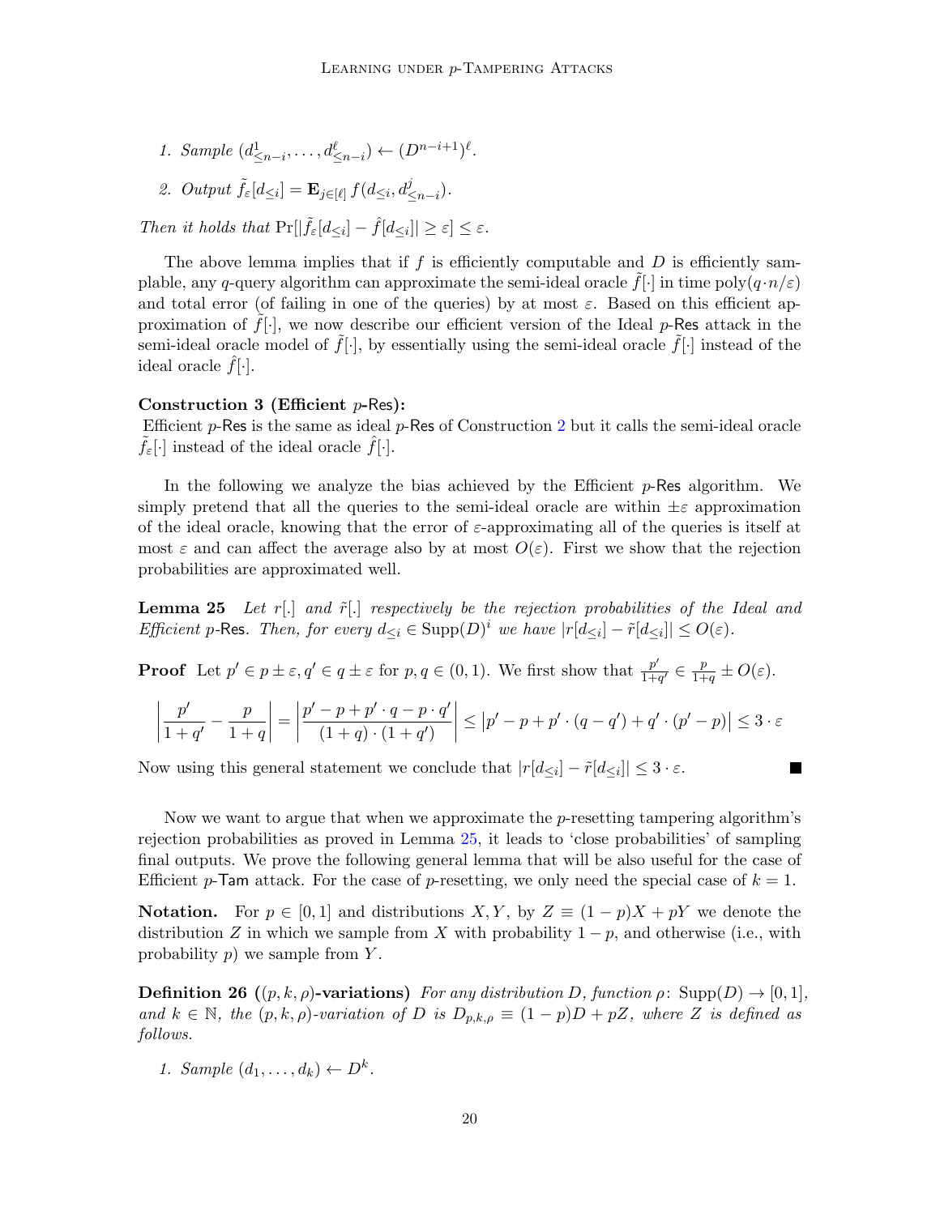1. *Sample* $(d^1_{\le n-i}, \ldots, d^\ell_{\le n-i}) \leftarrow (D^{n-i+1})^\ell$.
2. *Output* $\tilde{f}_\varepsilon[d_{\le i}] = \mathbf{E}_{j \in [\ell]} f(d_{\le i}, d^j_{\le n-i})$.

*Then it holds that* $\Pr[|\tilde{f}_\varepsilon[d_{\le i}] - \hat{f}[d_{\le i}]| \ge \varepsilon] \le \varepsilon$.

The above lemma implies that if $f$ is efficiently computable and $D$ is efficiently samplable, any $q$-query algorithm can approximate the semi-ideal oracle $\tilde{f}[\cdot]$ in time $\mathrm{poly}(q \cdot n/\varepsilon)$ and total error (of failing in one of the queries) by at most $\varepsilon$. Based on this efficient approximation of $\tilde{f}[\cdot]$, we now describe our efficient version of the Ideal $p$-Res attack in the semi-ideal oracle model of $\tilde{f}[\cdot]$, by essentially using the semi-ideal oracle $\tilde{f}[\cdot]$ instead of the ideal oracle $\hat{f}[\cdot]$.

**Construction 3 (Efficient $p$-Res):**
Efficient $p$-Res is the same as ideal $p$-Res of Construction 2 but it calls the semi-ideal oracle $\tilde{f}_\varepsilon[\cdot]$ instead of the ideal oracle $\hat{f}[\cdot]$.

In the following we analyze the bias achieved by the Efficient $p$-Res algorithm. We simply pretend that all the queries to the semi-ideal oracle are within $\pm\varepsilon$ approximation of the ideal oracle, knowing that the error of $\varepsilon$-approximating all of the queries is itself at most $\varepsilon$ and can affect the average also by at most $O(\varepsilon)$. First we show that the rejection probabilities are approximated well.

**Lemma 25** *Let $r[.]$ and $\tilde{r}[.]$ respectively be the rejection probabilities of the Ideal and Efficient $p$-Res. Then, for every $d_{\le i} \in \mathrm{Supp}(D)^i$ we have $|r[d_{\le i}] - \tilde{r}[d_{\le i}]| \le O(\varepsilon)$.*

**Proof** Let $p' \in p \pm \varepsilon, q' \in q \pm \varepsilon$ for $p, q \in (0,1)$. We first show that $\frac{p'}{1+q'} \in \frac{p}{1+q} \pm O(\varepsilon)$.

$$\left|\frac{p'}{1+q'} - \frac{p}{1+q}\right| = \left|\frac{p' - p + p' \cdot q - p \cdot q'}{(1+q)\cdot(1+q')}\right| \le \left|p' - p + p' \cdot (q - q') + q' \cdot (p' - p)\right| \le 3 \cdot \varepsilon$$

Now using this general statement we conclude that $|r[d_{\le i}] - \tilde{r}[d_{\le i}]| \le 3 \cdot \varepsilon$. ∎

Now we want to argue that when we approximate the $p$-resetting tampering algorithm's rejection probabilities as proved in Lemma 25, it leads to 'close probabilities' of sampling final outputs. We prove the following general lemma that will be also useful for the case of Efficient $p$-Tam attack. For the case of $p$-resetting, we only need the special case of $k = 1$.

**Notation.** For $p \in [0,1]$ and distributions $X, Y$, by $Z \equiv (1-p)X + pY$ we denote the distribution $Z$ in which we sample from $X$ with probability $1-p$, and otherwise (i.e., with probability $p$) we sample from $Y$.

**Definition 26 ($(p,k,\rho)$-variations)** *For any distribution $D$, function $\rho \colon \mathrm{Supp}(D) \to [0,1]$, and $k \in \mathbb{N}$, the $(p,k,\rho)$-variation of $D$ is $D_{p,k,\rho} \equiv (1-p)D + pZ$, where $Z$ is defined as follows.*

1. *Sample* $(d_1, \ldots, d_k) \leftarrow D^k$.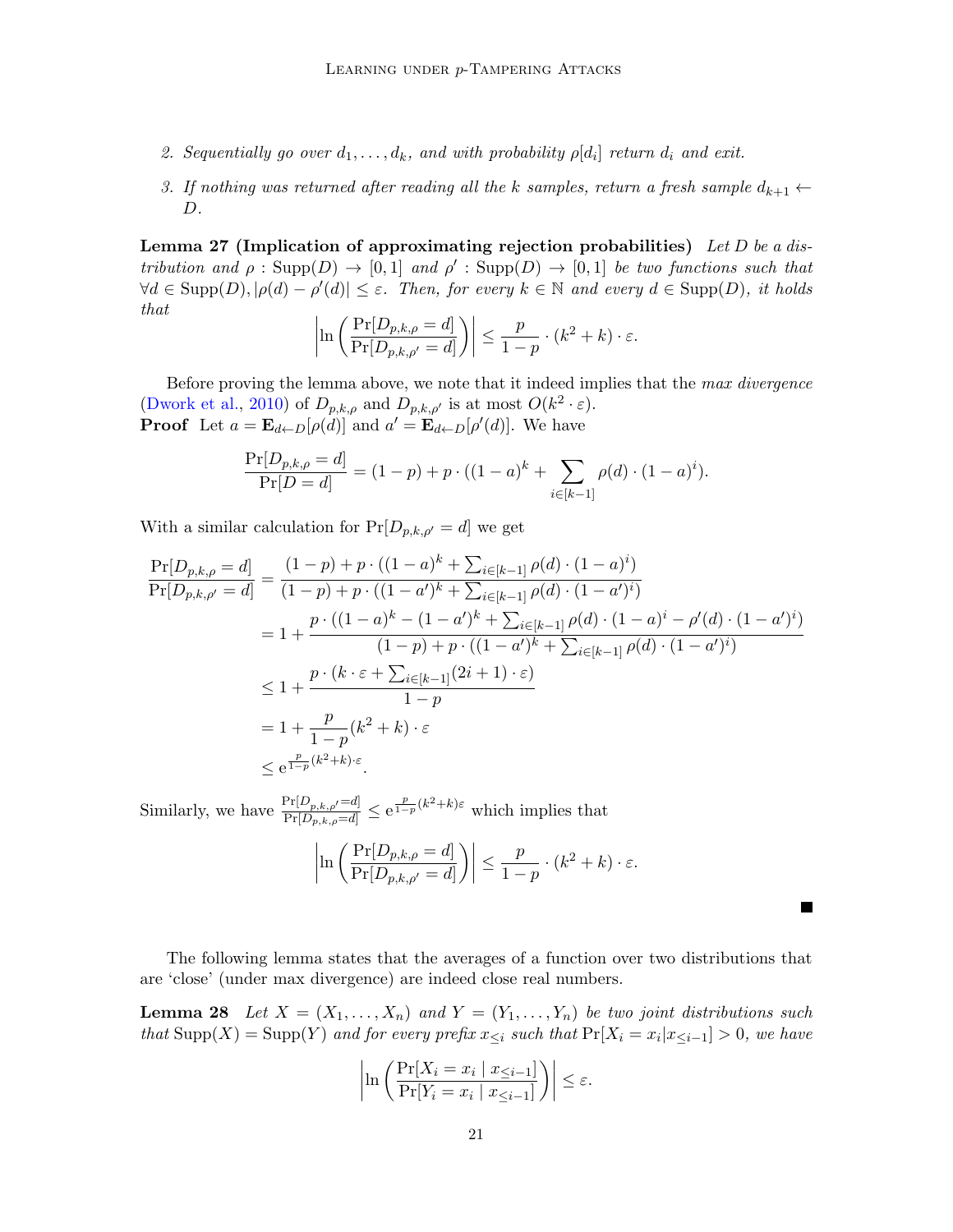2. *Sequentially go over $d_1, \ldots, d_k$, and with probability $\rho[d_i]$ return $d_i$ and exit.*

3. *If nothing was returned after reading all the $k$ samples, return a fresh sample $d_{k+1} \leftarrow D$.*

**Lemma 27 (Implication of approximating rejection probabilities)** *Let $D$ be a distribution and $\rho : \operatorname{Supp}(D) \to [0,1]$ and $\rho' : \operatorname{Supp}(D) \to [0,1]$ be two functions such that $\forall d \in \operatorname{Supp}(D), |\rho(d) - \rho'(d)| \leq \varepsilon$. Then, for every $k \in \mathbb{N}$ and every $d \in \operatorname{Supp}(D)$, it holds that*

$$\left| \ln \left( \frac{\Pr[D_{p,k,\rho} = d]}{\Pr[D_{p,k,\rho'} = d]} \right) \right| \leq \frac{p}{1-p} \cdot (k^2 + k) \cdot \varepsilon.$$

Before proving the lemma above, we note that it indeed implies that the *max divergence* (Dwork et al., 2010) of $D_{p,k,\rho}$ and $D_{p,k,\rho'}$ is at most $O(k^2 \cdot \varepsilon)$.

**Proof** Let $a = \mathbf{E}_{d \leftarrow D}[\rho(d)]$ and $a' = \mathbf{E}_{d \leftarrow D}[\rho'(d)]$. We have

$$\frac{\Pr[D_{p,k,\rho} = d]}{\Pr[D = d]} = (1-p) + p \cdot ((1-a)^k + \sum_{i \in [k-1]} \rho(d) \cdot (1-a)^i).$$

With a similar calculation for $\Pr[D_{p,k,\rho'} = d]$ we get

$$\begin{aligned}
\frac{\Pr[D_{p,k,\rho} = d]}{\Pr[D_{p,k,\rho'} = d]} &= \frac{(1-p) + p \cdot ((1-a)^k + \sum_{i \in [k-1]} \rho(d) \cdot (1-a)^i)}{(1-p) + p \cdot ((1-a')^k + \sum_{i \in [k-1]} \rho(d) \cdot (1-a')^i)} \\
&= 1 + \frac{p \cdot ((1-a)^k - (1-a')^k + \sum_{i \in [k-1]} \rho(d) \cdot (1-a)^i - \rho'(d) \cdot (1-a')^i)}{(1-p) + p \cdot ((1-a')^k + \sum_{i \in [k-1]} \rho(d) \cdot (1-a')^i)} \\
&\leq 1 + \frac{p \cdot (k \cdot \varepsilon + \sum_{i \in [k-1]} (2i+1) \cdot \varepsilon)}{1-p} \\
&= 1 + \frac{p}{1-p}(k^2 + k) \cdot \varepsilon \\
&\leq \mathrm{e}^{\frac{p}{1-p}(k^2+k) \cdot \varepsilon}.
\end{aligned}$$

Similarly, we have $\frac{\Pr[D_{p,k,\rho'} = d]}{\Pr[D_{p,k,\rho} = d]} \leq \mathrm{e}^{\frac{p}{1-p}(k^2+k)\varepsilon}$ which implies that

$$\left| \ln \left( \frac{\Pr[D_{p,k,\rho} = d]}{\Pr[D_{p,k,\rho'} = d]} \right) \right| \leq \frac{p}{1-p} \cdot (k^2 + k) \cdot \varepsilon.$$

■

The following lemma states that the averages of a function over two distributions that are 'close' (under max divergence) are indeed close real numbers.

**Lemma 28** *Let $X = (X_1, \ldots, X_n)$ and $Y = (Y_1, \ldots, Y_n)$ be two joint distributions such that $\operatorname{Supp}(X) = \operatorname{Supp}(Y)$ and for every prefix $x_{\leq i}$ such that $\Pr[X_i = x_i | x_{\leq i-1}] > 0$, we have*

$$\left| \ln \left( \frac{\Pr[X_i = x_i \mid x_{\leq i-1}]}{\Pr[Y_i = x_i \mid x_{\leq i-1}]} \right) \right| \leq \varepsilon.$$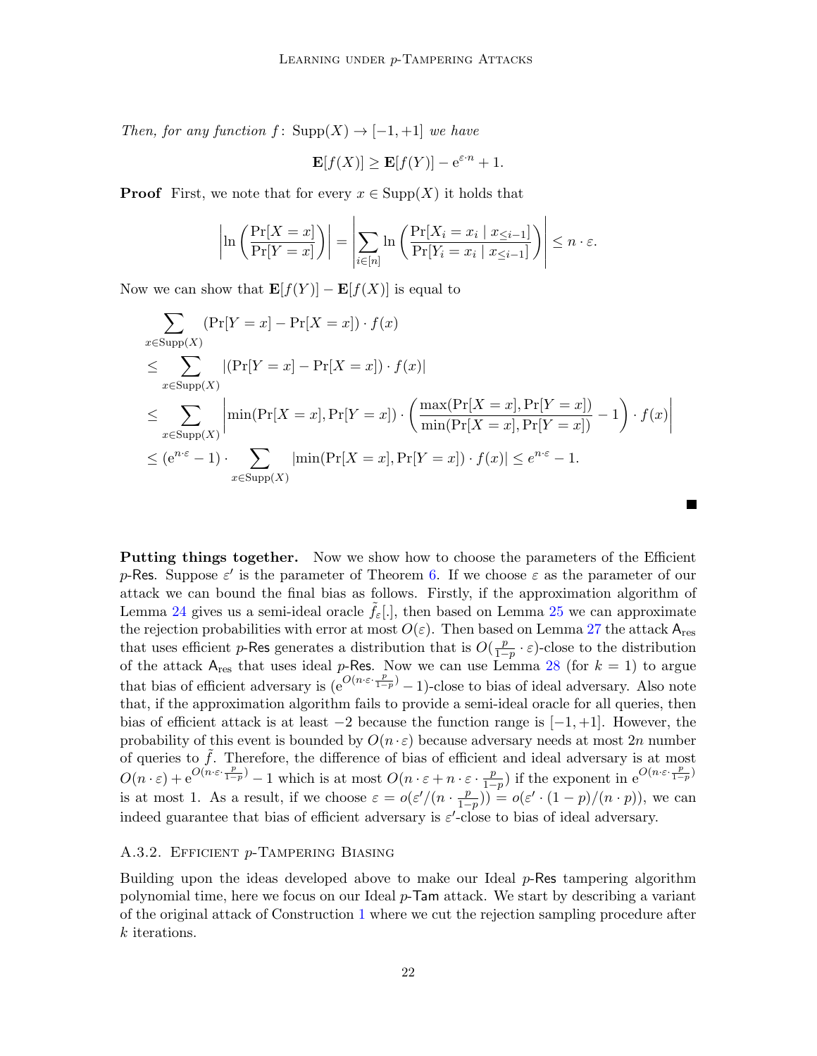*Then, for any function* $f\colon \operatorname{Supp}(X) \to [-1,+1]$ *we have*

$$\mathbf{E}[f(X)] \geq \mathbf{E}[f(Y)] - \mathrm{e}^{\varepsilon \cdot n} + 1.$$

**Proof** First, we note that for every $x \in \operatorname{Supp}(X)$ it holds that

$$\left| \ln\left(\frac{\Pr[X=x]}{\Pr[Y=x]}\right) \right| = \left| \sum_{i \in [n]} \ln\left(\frac{\Pr[X_i = x_i \mid x_{\leq i-1}]}{\Pr[Y_i = x_i \mid x_{\leq i-1}]}\right) \right| \leq n \cdot \varepsilon.$$

Now we can show that $\mathbf{E}[f(Y)] - \mathbf{E}[f(X)]$ is equal to

$$
\begin{aligned}
&\sum_{x \in \operatorname{Supp}(X)} (\Pr[Y=x] - \Pr[X=x]) \cdot f(x) \\
&\leq \sum_{x \in \operatorname{Supp}(X)} |(\Pr[Y=x] - \Pr[X=x]) \cdot f(x)| \\
&\leq \sum_{x \in \operatorname{Supp}(X)} \left| \min(\Pr[X=x], \Pr[Y=x]) \cdot \left( \frac{\max(\Pr[X=x], \Pr[Y=x])}{\min(\Pr[X=x], \Pr[Y=x])} - 1 \right) \cdot f(x) \right| \\
&\leq (\mathrm{e}^{n \cdot \varepsilon} - 1) \cdot \sum_{x \in \operatorname{Supp}(X)} |\min(\Pr[X=x], \Pr[Y=x]) \cdot f(x)| \leq e^{n \cdot \varepsilon} - 1.
\end{aligned}
$$

■

**Putting things together.** Now we show how to choose the parameters of the Efficient $p$-Res. Suppose $\varepsilon'$ is the parameter of Theorem 6. If we choose $\varepsilon$ as the parameter of our attack we can bound the final bias as follows. Firstly, if the approximation algorithm of Lemma 24 gives us a semi-ideal oracle $\tilde{f}_\varepsilon[.]$, then based on Lemma 25 we can approximate the rejection probabilities with error at most $O(\varepsilon)$. Then based on Lemma 27 the attack $\mathsf{A}_{\mathrm{res}}$ that uses efficient $p$-Res generates a distribution that is $O(\frac{p}{1-p} \cdot \varepsilon)$-close to the distribution of the attack $\mathsf{A}_{\mathrm{res}}$ that uses ideal $p$-Res. Now we can use Lemma 28 (for $k=1$) to argue that bias of efficient adversary is $(\mathrm{e}^{O(n \cdot \varepsilon \cdot \frac{p}{1-p})} - 1)$-close to bias of ideal adversary. Also note that, if the approximation algorithm fails to provide a semi-ideal oracle for all queries, then bias of efficient attack is at least $-2$ because the function range is $[-1,+1]$. However, the probability of this event is bounded by $O(n \cdot \varepsilon)$ because adversary needs at most $2n$ number of queries to $\tilde{f}$. Therefore, the difference of bias of efficient and ideal adversary is at most $O(n \cdot \varepsilon) + \mathrm{e}^{O(n \cdot \varepsilon \cdot \frac{p}{1-p})} - 1$ which is at most $O(n \cdot \varepsilon + n \cdot \varepsilon \cdot \frac{p}{1-p})$ if the exponent in $\mathrm{e}^{O(n \cdot \varepsilon \cdot \frac{p}{1-p})}$ is at most 1. As a result, if we choose $\varepsilon = o(\varepsilon' / (n \cdot \frac{p}{1-p})) = o(\varepsilon' \cdot (1-p)/(n \cdot p))$, we can indeed guarantee that bias of efficient adversary is $\varepsilon'$-close to bias of ideal adversary.

### A.3.2. Efficient $p$-Tampering Biasing

Building upon the ideas developed above to make our Ideal $p$-Res tampering algorithm polynomial time, here we focus on our Ideal $p$-Tam attack. We start by describing a variant of the original attack of Construction 1 where we cut the rejection sampling procedure after $k$ iterations.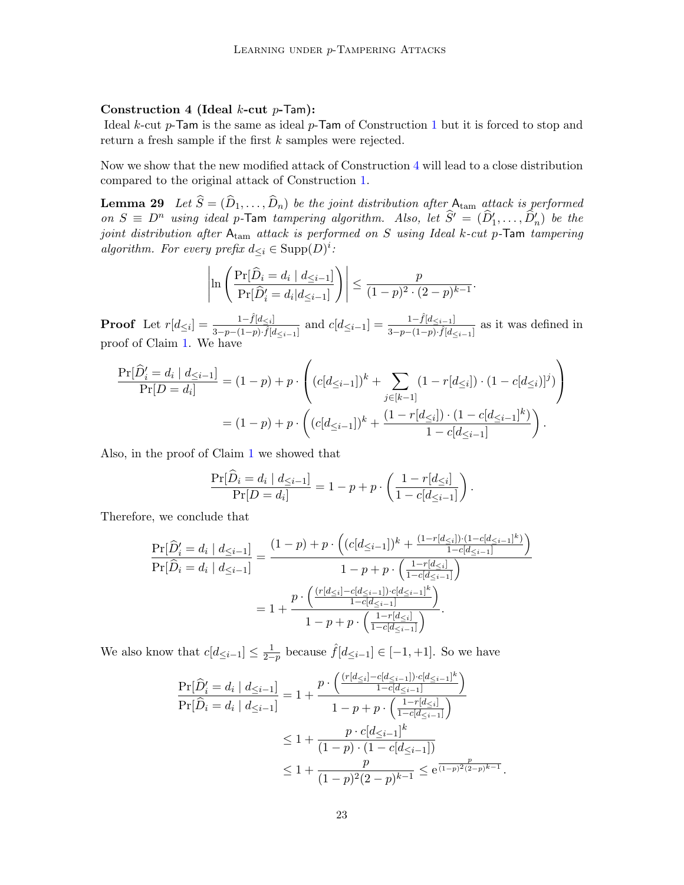**Construction 4 (Ideal $k$-cut $p$-Tam):**

Ideal $k$-cut $p$-Tam is the same as ideal $p$-Tam of Construction 1 but it is forced to stop and return a fresh sample if the first $k$ samples were rejected.

Now we show that the new modified attack of Construction 4 will lead to a close distribution compared to the original attack of Construction 1.

**Lemma 29** *Let $\widehat{S} = (\widehat{D}_1, \ldots, \widehat{D}_n)$ be the joint distribution after $\mathsf{A}_{\mathrm{tam}}$ attack is performed on $S \equiv D^n$ using ideal $p$-Tam tampering algorithm. Also, let $\widehat{S}' = (\widehat{D}'_1, \ldots, \widehat{D}'_n)$ be the joint distribution after $\mathsf{A}_{\mathrm{tam}}$ attack is performed on $S$ using Ideal $k$-cut $p$-Tam tampering algorithm. For every prefix $d_{\leq i} \in \mathrm{Supp}(D)^i$:*

$$\left| \ln \left( \frac{\Pr[\widehat{D}_i = d_i \mid d_{\leq i-1}]}{\Pr[\widehat{D}'_i = d_i | d_{\leq i-1}]} \right) \right| \leq \frac{p}{(1-p)^2 \cdot (2-p)^{k-1}}.$$

**Proof** Let $r[d_{\leq i}] = \frac{1-\hat{f}[d_{\leq i}]}{3-p-(1-p)\cdot \hat{f}[d_{\leq i-1}]}$ and $c[d_{\leq i-1}] = \frac{1-\hat{f}[d_{\leq i-1}]}{3-p-(1-p)\cdot \hat{f}[d_{\leq i-1}]}$ as it was defined in proof of Claim 1. We have

$$\begin{aligned}
\frac{\Pr[\widehat{D}'_i = d_i \mid d_{\leq i-1}]}{\Pr[D = d_i]} &= (1-p) + p \cdot \left( (c[d_{\leq i-1}])^k + \sum_{j \in [k-1]} (1 - r[d_{\leq i}]) \cdot (1 - c[d_{\leq i}])^j \right) \\
&= (1-p) + p \cdot \left( (c[d_{\leq i-1}])^k + \frac{(1 - r[d_{\leq i}]) \cdot (1 - c[d_{\leq i-1}]^k)}{1 - c[d_{\leq i-1}]} \right).
\end{aligned}$$

Also, in the proof of Claim 1 we showed that

$$\frac{\Pr[\widehat{D}_i = d_i \mid d_{\leq i-1}]}{\Pr[D = d_i]} = 1 - p + p \cdot \left( \frac{1 - r[d_{\leq i}]}{1 - c[d_{\leq i-1}]} \right).$$

Therefore, we conclude that

$$\begin{aligned}
\frac{\Pr[\widehat{D}'_i = d_i \mid d_{\leq i-1}]}{\Pr[\widehat{D}_i = d_i \mid d_{\leq i-1}]} &= \frac{(1-p) + p \cdot \left( (c[d_{\leq i-1}])^k + \frac{(1-r[d_{\leq i}])\cdot(1-c[d_{\leq i-1}]^k)}{1-c[d_{\leq i-1}]} \right)}{1 - p + p \cdot \left( \frac{1-r[d_{\leq i}]}{1-c[d_{\leq i-1}]} \right)} \\
&= 1 + \frac{p \cdot \left( \frac{(r[d_{\leq i}] - c[d_{\leq i-1}])\cdot c[d_{\leq i-1}]^k}{1-c[d_{\leq i-1}]} \right)}{1 - p + p \cdot \left( \frac{1-r[d_{\leq i}]}{1-c[d_{\leq i-1}]} \right)}.
\end{aligned}$$

We also know that $c[d_{\leq i-1}] \leq \frac{1}{2-p}$ because $\hat{f}[d_{\leq i-1}] \in [-1, +1]$. So we have

$$\begin{aligned}
\frac{\Pr[\widehat{D}'_i = d_i \mid d_{\leq i-1}]}{\Pr[\widehat{D}_i = d_i \mid d_{\leq i-1}]} &= 1 + \frac{p \cdot \left( \frac{(r[d_{\leq i}] - c[d_{\leq i-1}])\cdot c[d_{\leq i-1}]^k}{1-c[d_{\leq i-1}]} \right)}{1 - p + p \cdot \left( \frac{1-r[d_{\leq i}]}{1-c[d_{\leq i-1}]} \right)} \\
&\leq 1 + \frac{p \cdot c[d_{\leq i-1}]^k}{(1-p)\cdot(1-c[d_{\leq i-1}])} \\
&\leq 1 + \frac{p}{(1-p)^2 (2-p)^{k-1}} \leq \mathrm{e}^{\frac{p}{(1-p)^2 (2-p)^{k-1}}}.
\end{aligned}$$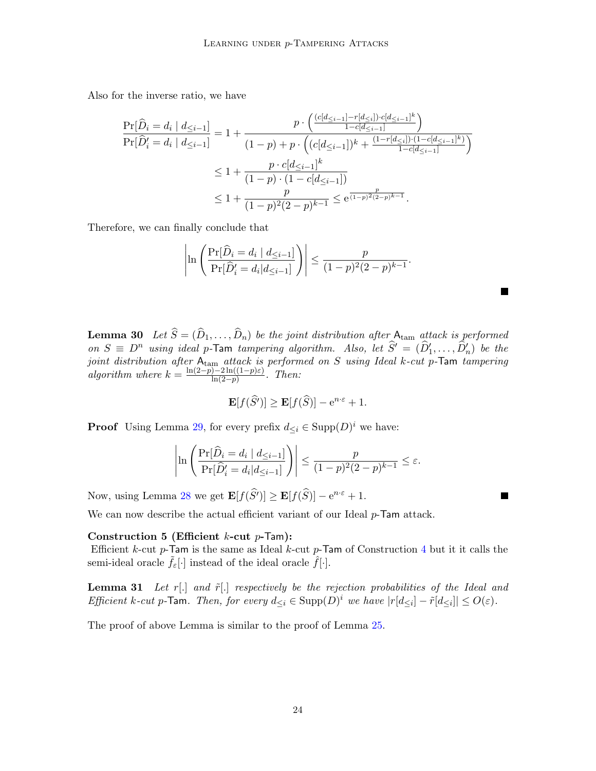Also for the inverse ratio, we have

$$
\begin{aligned}
\frac{\Pr[\widehat{D}_i = d_i \mid d_{\le i-1}]}{\Pr[\widehat{D}'_i = d_i \mid d_{\le i-1}]} &= 1 + \frac{p \cdot \left(\frac{(c[d_{\le i-1}] - r[d_{\le i}]) \cdot c[d_{\le i-1}]^k}{1 - c[d_{\le i-1}]}\right)}{(1-p) + p \cdot \left((c[d_{\le i-1}])^k + \frac{(1 - r[d_{\le i}]) \cdot (1 - c[d_{\le i-1}]^k)}{1 - c[d_{\le i-1}]}\right)} \\
&\le 1 + \frac{p \cdot c[d_{\le i-1}]^k}{(1-p) \cdot (1 - c[d_{\le i-1}])} \\
&\le 1 + \frac{p}{(1-p)^2 (2-p)^{k-1}} \le \mathrm{e}^{\frac{p}{(1-p)^2(2-p)^{k-1}}}.
\end{aligned}
$$

Therefore, we can finally conclude that

$$
\left| \ln\left( \frac{\Pr[\widehat{D}_i = d_i \mid d_{\le i-1}]}{\Pr[\widehat{D}'_i = d_i | d_{\le i-1}]} \right) \right| \le \frac{p}{(1-p)^2(2-p)^{k-1}}.
$$

■

**Lemma 30** *Let $\widehat{S} = (\widehat{D}_1, \ldots, \widehat{D}_n)$ be the joint distribution after $\mathsf{A}_{\mathrm{tam}}$ attack is performed on $S \equiv D^n$ using ideal $p$-$\mathsf{Tam}$ tampering algorithm. Also, let $\widehat{S}' = (\widehat{D}'_1, \ldots, \widehat{D}'_n)$ be the joint distribution after $\mathsf{A}_{\mathrm{tam}}$ attack is performed on $S$ using Ideal $k$-cut $p$-$\mathsf{Tam}$ tampering algorithm where $k = \frac{\ln(2-p) - 2\ln((1-p)\varepsilon)}{\ln(2-p)}$. Then:*

$$
\mathbf{E}[f(\widehat{S}')] \ge \mathbf{E}[f(\widehat{S})] - \mathrm{e}^{n \cdot \varepsilon} + 1.
$$

**Proof** Using Lemma 29, for every prefix $d_{\le i} \in \mathrm{Supp}(D)^i$ we have:

$$
\left| \ln\left( \frac{\Pr[\widehat{D}_i = d_i \mid d_{\le i-1}]}{\Pr[\widehat{D}'_i = d_i | d_{\le i-1}]} \right) \right| \le \frac{p}{(1-p)^2(2-p)^{k-1}} \le \varepsilon.
$$

Now, using Lemma 28 we get $\mathbf{E}[f(\widehat{S}')] \ge \mathbf{E}[f(\widehat{S})] - \mathrm{e}^{n \cdot \varepsilon} + 1$. ■

We can now describe the actual efficient variant of our Ideal $p$-$\mathsf{Tam}$ attack.

**Construction 5 (Efficient $k$-cut $p$-$\mathsf{Tam}$):**
Efficient $k$-cut $p$-$\mathsf{Tam}$ is the same as Ideal $k$-cut $p$-$\mathsf{Tam}$ of Construction 4 but it it calls the semi-ideal oracle $\tilde{f}_\varepsilon[\cdot]$ instead of the ideal oracle $\hat{f}[\cdot]$.

**Lemma 31** *Let $r[.]$ and $\tilde{r}[.]$ respectively be the rejection probabilities of the Ideal and Efficient $k$-cut $p$-$\mathsf{Tam}$. Then, for every $d_{\le i} \in \mathrm{Supp}(D)^i$ we have $|r[d_{\le i}] - \tilde{r}[d_{\le i}]| \le O(\varepsilon)$.*

The proof of above Lemma is similar to the proof of Lemma 25.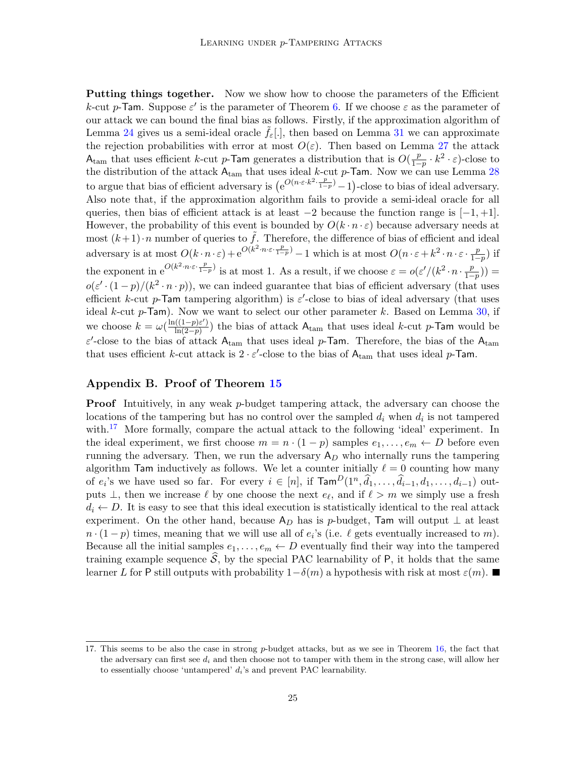**Putting things together.** Now we show how to choose the parameters of the Efficient $k$-cut $p$-Tam. Suppose $\varepsilon'$ is the parameter of Theorem 6. If we choose $\varepsilon$ as the parameter of our attack we can bound the final bias as follows. Firstly, if the approximation algorithm of Lemma 24 gives us a semi-ideal oracle $\tilde{f}_\varepsilon[.]$, then based on Lemma 31 we can approximate the rejection probabilities with error at most $O(\varepsilon)$. Then based on Lemma 27 the attack $\mathsf{A}_{\mathrm{tam}}$ that uses efficient $k$-cut $p$-Tam generates a distribution that is $O(\frac{p}{1-p} \cdot k^2 \cdot \varepsilon)$-close to the distribution of the attack $\mathsf{A}_{\mathrm{tam}}$ that uses ideal $k$-cut $p$-Tam. Now we can use Lemma 28 to argue that bias of efficient adversary is $\left(e^{O(n \cdot \varepsilon \cdot k^2 \cdot \frac{p}{1-p})} - 1\right)$-close to bias of ideal adversary. Also note that, if the approximation algorithm fails to provide a semi-ideal oracle for all queries, then bias of efficient attack is at least $-2$ because the function range is $[-1, +1]$. However, the probability of this event is bounded by $O(k \cdot n \cdot \varepsilon)$ because adversary needs at most $(k+1) \cdot n$ number of queries to $\tilde{f}$. Therefore, the difference of bias of efficient and ideal adversary is at most $O(k \cdot n \cdot \varepsilon) + e^{O(k^2 \cdot n \cdot \varepsilon \cdot \frac{p}{1-p})} - 1$ which is at most $O(n \cdot \varepsilon + k^2 \cdot n \cdot \varepsilon \cdot \frac{p}{1-p})$ if the exponent in $e^{O(k^2 \cdot n \cdot \varepsilon \cdot \frac{p}{1-p})}$ is at most 1. As a result, if we choose $\varepsilon = o(\varepsilon'/(k^2 \cdot n \cdot \frac{p}{1-p})) = o(\varepsilon' \cdot (1-p)/(k^2 \cdot n \cdot p))$, we can indeed guarantee that bias of efficient adversary (that uses efficient $k$-cut $p$-Tam tampering algorithm) is $\varepsilon'$-close to bias of ideal adversary (that uses ideal $k$-cut $p$-Tam). Now we want to select our other parameter $k$. Based on Lemma 30, if we choose $k = \omega(\frac{\ln((1-p)\varepsilon')}{\ln(2-p)})$ the bias of attack $\mathsf{A}_{\mathrm{tam}}$ that uses ideal $k$-cut $p$-Tam would be $\varepsilon'$-close to the bias of attack $\mathsf{A}_{\mathrm{tam}}$ that uses ideal $p$-Tam. Therefore, the bias of the $\mathsf{A}_{\mathrm{tam}}$ that uses efficient $k$-cut attack is $2 \cdot \varepsilon'$-close to the bias of $\mathsf{A}_{\mathrm{tam}}$ that uses ideal $p$-Tam.

## Appendix B. Proof of Theorem 15

**Proof** Intuitively, in any weak $p$-budget tampering attack, the adversary can choose the locations of the tampering but has no control over the sampled $d_i$ when $d_i$ is not tampered with.[17] More formally, compare the actual attack to the following 'ideal' experiment. In the ideal experiment, we first choose $m = n \cdot (1-p)$ samples $e_1, \ldots, e_m \leftarrow D$ before even running the adversary. Then, we run the adversary $\mathsf{A}_D$ who internally runs the tampering algorithm Tam inductively as follows. We let a counter initially $\ell = 0$ counting how many of $e_i$'s we have used so far. For every $i \in [n]$, if $\mathsf{Tam}^D(1^n, \widehat{d}_1, \ldots, \widehat{d}_{i-1}, d_1, \ldots, d_{i-1})$ outputs $\perp$, then we increase $\ell$ by one choose the next $e_\ell$, and if $\ell > m$ we simply use a fresh $d_i \leftarrow D$. It is easy to see that this ideal execution is statistically identical to the real attack experiment. On the other hand, because $\mathsf{A}_D$ has is $p$-budget, Tam will output $\perp$ at least $n \cdot (1-p)$ times, meaning that we will use all of $e_i$'s (i.e. $\ell$ gets eventually increased to $m$). Because all the initial samples $e_1, \ldots, e_m \leftarrow D$ eventually find their way into the tampered training example sequence $\widehat{\mathcal{S}}$, by the special PAC learnability of P, it holds that the same learner $L$ for P still outputs with probability $1-\delta(m)$ a hypothesis with risk at most $\varepsilon(m)$. ■

17. This seems to be also the case in strong $p$-budget attacks, but as we see in Theorem 16, the fact that the adversary can first see $d_i$ and then choose not to tamper with them in the strong case, will allow her to essentially choose 'untampered' $d_i$'s and prevent PAC learnability.